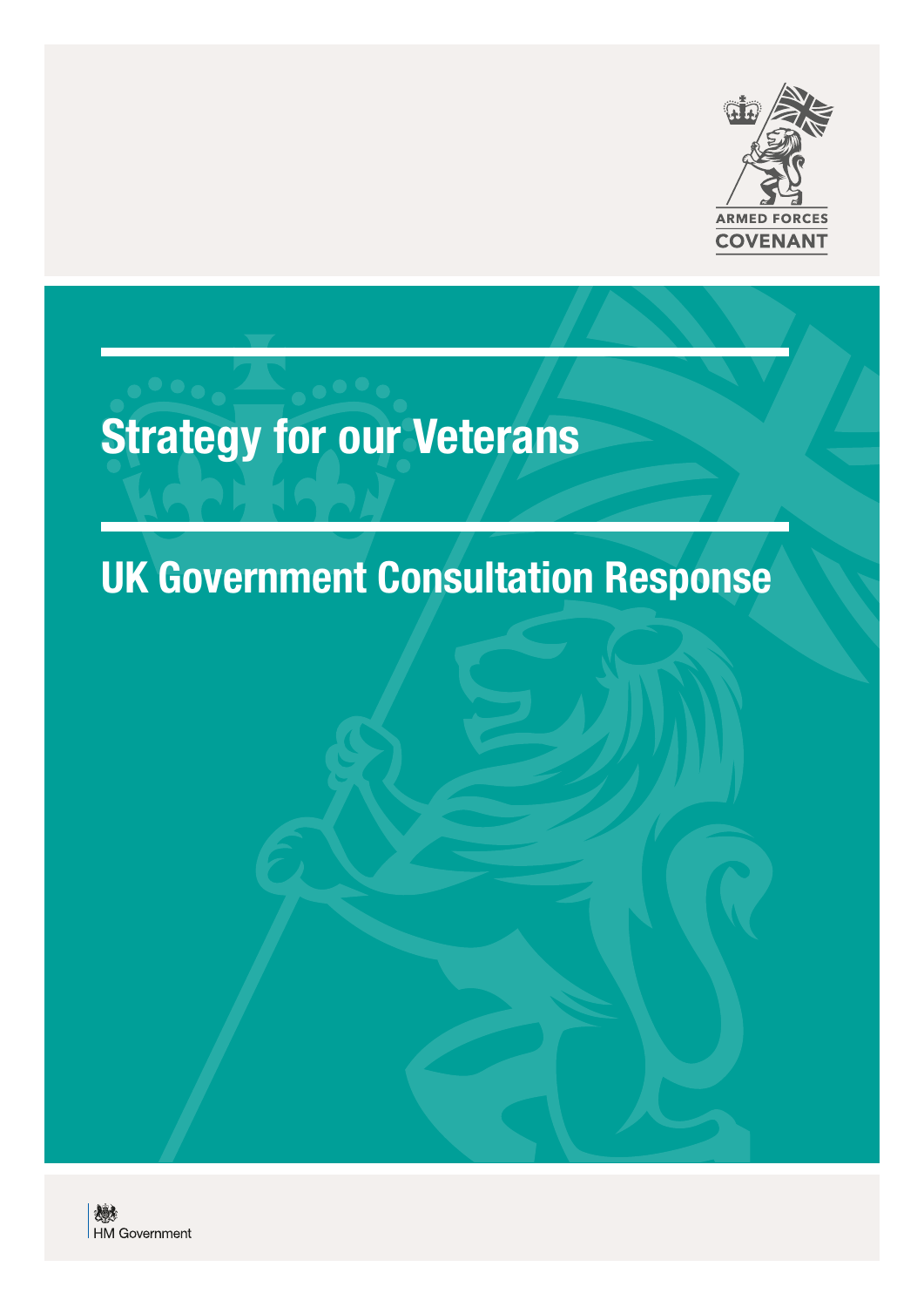ARMED FORCES COVENANT

# Strategy for our Veterans

## UK Government Consultation Response

HM Government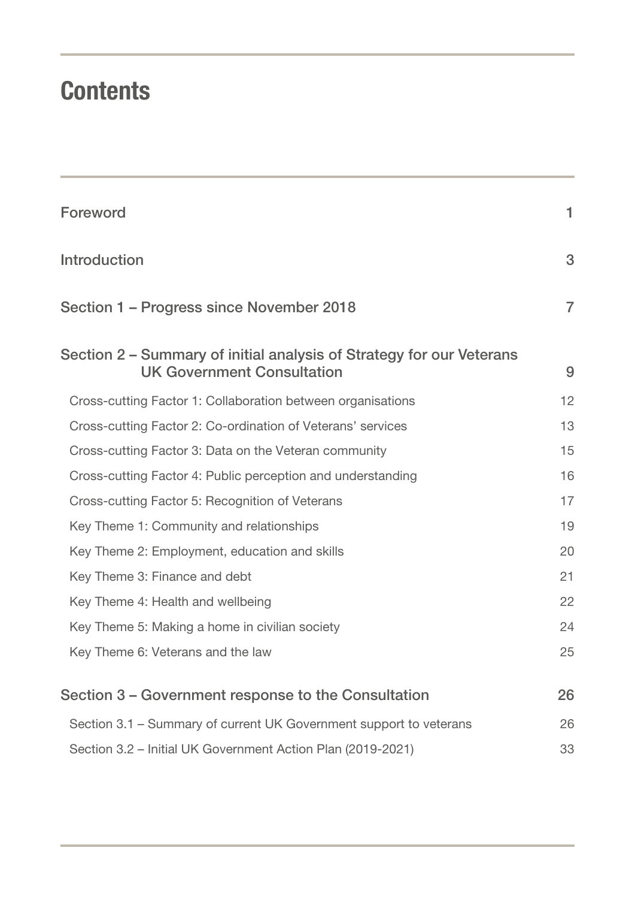# Contents

| | |
|---|---|
| Foreword | 1 |
| Introduction | 3 |
| Section 1 – Progress since November 2018 | 7 |
| Section 2 – Summary of initial analysis of Strategy for our Veterans UK Government Consultation | 9 |
| Cross-cutting Factor 1: Collaboration between organisations | 12 |
| Cross-cutting Factor 2: Co-ordination of Veterans' services | 13 |
| Cross-cutting Factor 3: Data on the Veteran community | 15 |
| Cross-cutting Factor 4: Public perception and understanding | 16 |
| Cross-cutting Factor 5: Recognition of Veterans | 17 |
| Key Theme 1: Community and relationships | 19 |
| Key Theme 2: Employment, education and skills | 20 |
| Key Theme 3: Finance and debt | 21 |
| Key Theme 4: Health and wellbeing | 22 |
| Key Theme 5: Making a home in civilian society | 24 |
| Key Theme 6: Veterans and the law | 25 |
| Section 3 – Government response to the Consultation | 26 |
| Section 3.1 – Summary of current UK Government support to veterans | 26 |
| Section 3.2 – Initial UK Government Action Plan (2019-2021) | 33 |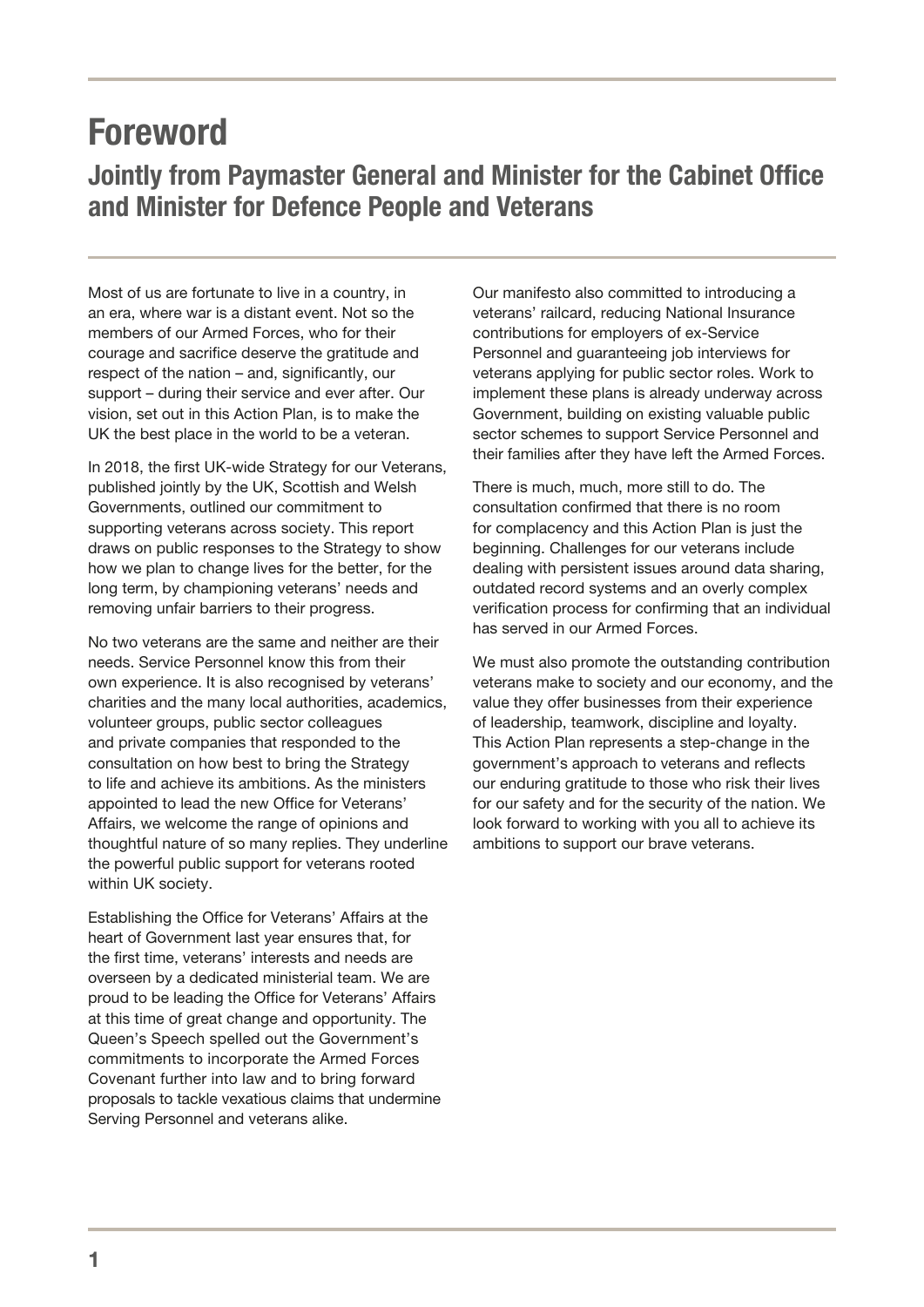# Foreword

## Jointly from Paymaster General and Minister for the Cabinet Office and Minister for Defence People and Veterans

Most of us are fortunate to live in a country, in an era, where war is a distant event. Not so the members of our Armed Forces, who for their courage and sacrifice deserve the gratitude and respect of the nation – and, significantly, our support – during their service and ever after. Our vision, set out in this Action Plan, is to make the UK the best place in the world to be a veteran.

In 2018, the first UK-wide Strategy for our Veterans, published jointly by the UK, Scottish and Welsh Governments, outlined our commitment to supporting veterans across society. This report draws on public responses to the Strategy to show how we plan to change lives for the better, for the long term, by championing veterans' needs and removing unfair barriers to their progress.

No two veterans are the same and neither are their needs. Service Personnel know this from their own experience. It is also recognised by veterans' charities and the many local authorities, academics, volunteer groups, public sector colleagues and private companies that responded to the consultation on how best to bring the Strategy to life and achieve its ambitions. As the ministers appointed to lead the new Office for Veterans' Affairs, we welcome the range of opinions and thoughtful nature of so many replies. They underline the powerful public support for veterans rooted within UK society.

Establishing the Office for Veterans' Affairs at the heart of Government last year ensures that, for the first time, veterans' interests and needs are overseen by a dedicated ministerial team. We are proud to be leading the Office for Veterans' Affairs at this time of great change and opportunity. The Queen's Speech spelled out the Government's commitments to incorporate the Armed Forces Covenant further into law and to bring forward proposals to tackle vexatious claims that undermine Serving Personnel and veterans alike.

Our manifesto also committed to introducing a veterans' railcard, reducing National Insurance contributions for employers of ex-Service Personnel and guaranteeing job interviews for veterans applying for public sector roles. Work to implement these plans is already underway across Government, building on existing valuable public sector schemes to support Service Personnel and their families after they have left the Armed Forces.

There is much, much, more still to do. The consultation confirmed that there is no room for complacency and this Action Plan is just the beginning. Challenges for our veterans include dealing with persistent issues around data sharing, outdated record systems and an overly complex verification process for confirming that an individual has served in our Armed Forces.

We must also promote the outstanding contribution veterans make to society and our economy, and the value they offer businesses from their experience of leadership, teamwork, discipline and loyalty. This Action Plan represents a step-change in the government's approach to veterans and reflects our enduring gratitude to those who risk their lives for our safety and for the security of the nation. We look forward to working with you all to achieve its ambitions to support our brave veterans.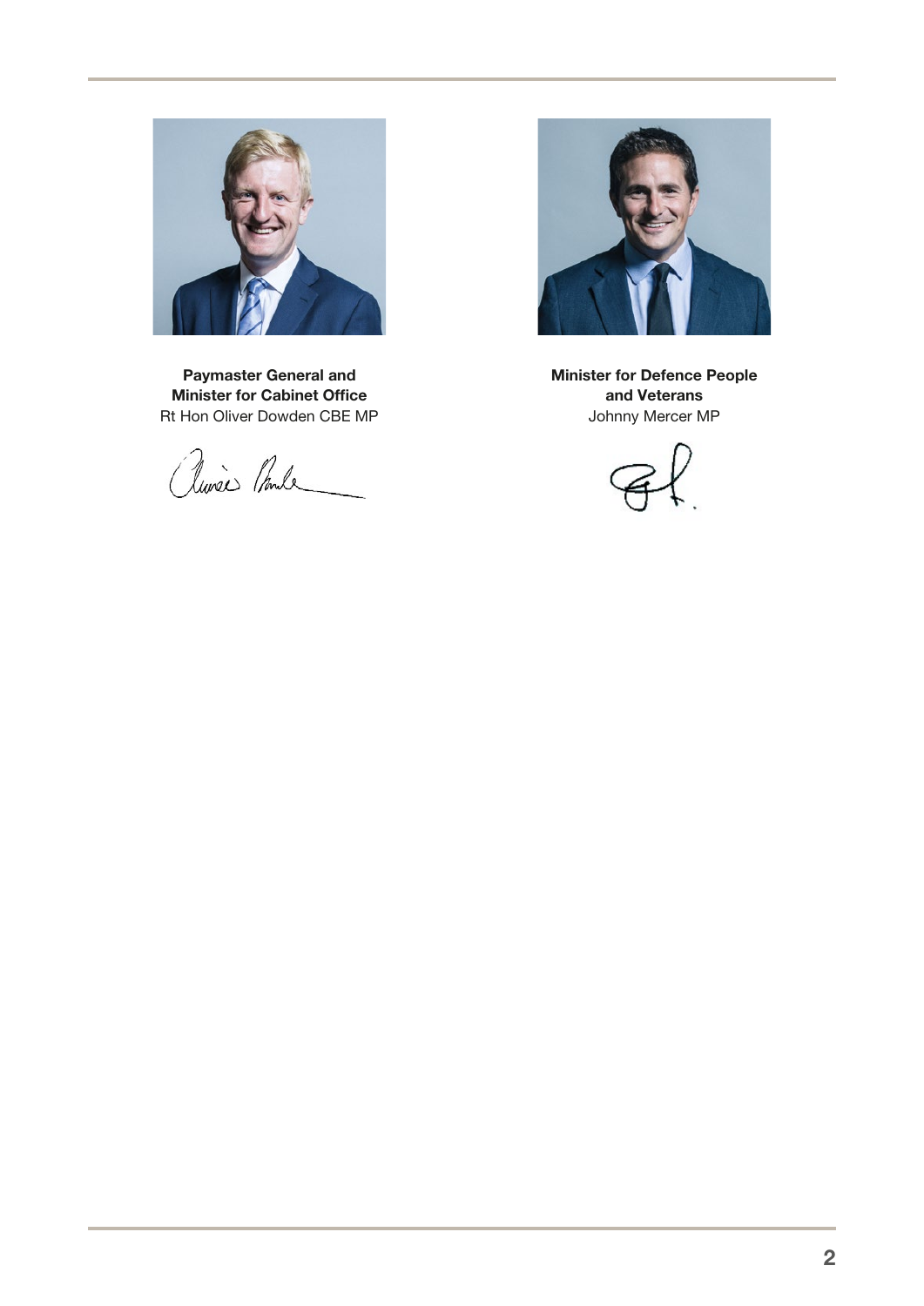**Paymaster General and Minister for Cabinet Office**
Rt Hon Oliver Dowden CBE MP

**Minister for Defence People and Veterans**
Johnny Mercer MP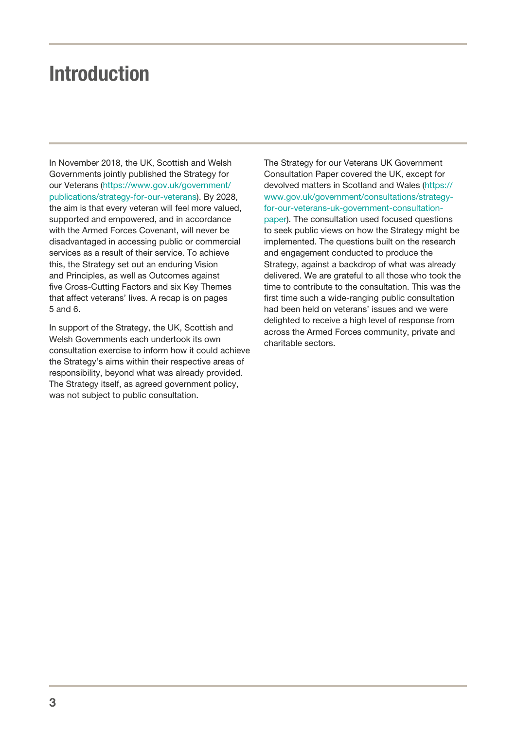# Introduction

In November 2018, the UK, Scottish and Welsh Governments jointly published the Strategy for our Veterans (https://www.gov.uk/government/publications/strategy-for-our-veterans). By 2028, the aim is that every veteran will feel more valued, supported and empowered, and in accordance with the Armed Forces Covenant, will never be disadvantaged in accessing public or commercial services as a result of their service. To achieve this, the Strategy set out an enduring Vision and Principles, as well as Outcomes against five Cross-Cutting Factors and six Key Themes that affect veterans' lives. A recap is on pages 5 and 6.

In support of the Strategy, the UK, Scottish and Welsh Governments each undertook its own consultation exercise to inform how it could achieve the Strategy's aims within their respective areas of responsibility, beyond what was already provided. The Strategy itself, as agreed government policy, was not subject to public consultation.

The Strategy for our Veterans UK Government Consultation Paper covered the UK, except for devolved matters in Scotland and Wales (https://www.gov.uk/government/consultations/strategy-for-our-veterans-uk-government-consultation-paper). The consultation used focused questions to seek public views on how the Strategy might be implemented. The questions built on the research and engagement conducted to produce the Strategy, against a backdrop of what was already delivered. We are grateful to all those who took the time to contribute to the consultation. This was the first time such a wide-ranging public consultation had been held on veterans' issues and we were delighted to receive a high level of response from across the Armed Forces community, private and charitable sectors.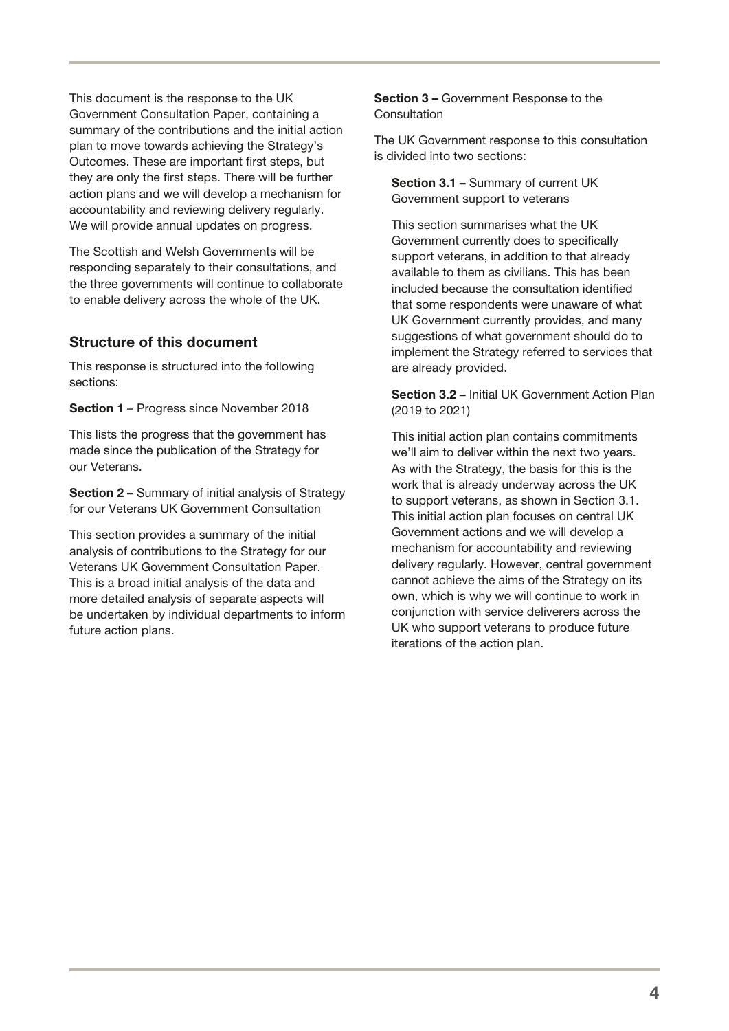This document is the response to the UK Government Consultation Paper, containing a summary of the contributions and the initial action plan to move towards achieving the Strategy's Outcomes. These are important first steps, but they are only the first steps. There will be further action plans and we will develop a mechanism for accountability and reviewing delivery regularly. We will provide annual updates on progress.

The Scottish and Welsh Governments will be responding separately to their consultations, and the three governments will continue to collaborate to enable delivery across the whole of the UK.

## Structure of this document

This response is structured into the following sections:

**Section 1** – Progress since November 2018

This lists the progress that the government has made since the publication of the Strategy for our Veterans.

**Section 2 –** Summary of initial analysis of Strategy for our Veterans UK Government Consultation

This section provides a summary of the initial analysis of contributions to the Strategy for our Veterans UK Government Consultation Paper. This is a broad initial analysis of the data and more detailed analysis of separate aspects will be undertaken by individual departments to inform future action plans.

**Section 3 –** Government Response to the Consultation

The UK Government response to this consultation is divided into two sections:

**Section 3.1 –** Summary of current UK Government support to veterans

This section summarises what the UK Government currently does to specifically support veterans, in addition to that already available to them as civilians. This has been included because the consultation identified that some respondents were unaware of what UK Government currently provides, and many suggestions of what government should do to implement the Strategy referred to services that are already provided.

**Section 3.2 –** Initial UK Government Action Plan (2019 to 2021)

This initial action plan contains commitments we'll aim to deliver within the next two years. As with the Strategy, the basis for this is the work that is already underway across the UK to support veterans, as shown in Section 3.1. This initial action plan focuses on central UK Government actions and we will develop a mechanism for accountability and reviewing delivery regularly. However, central government cannot achieve the aims of the Strategy on its own, which is why we will continue to work in conjunction with service deliverers across the UK who support veterans to produce future iterations of the action plan.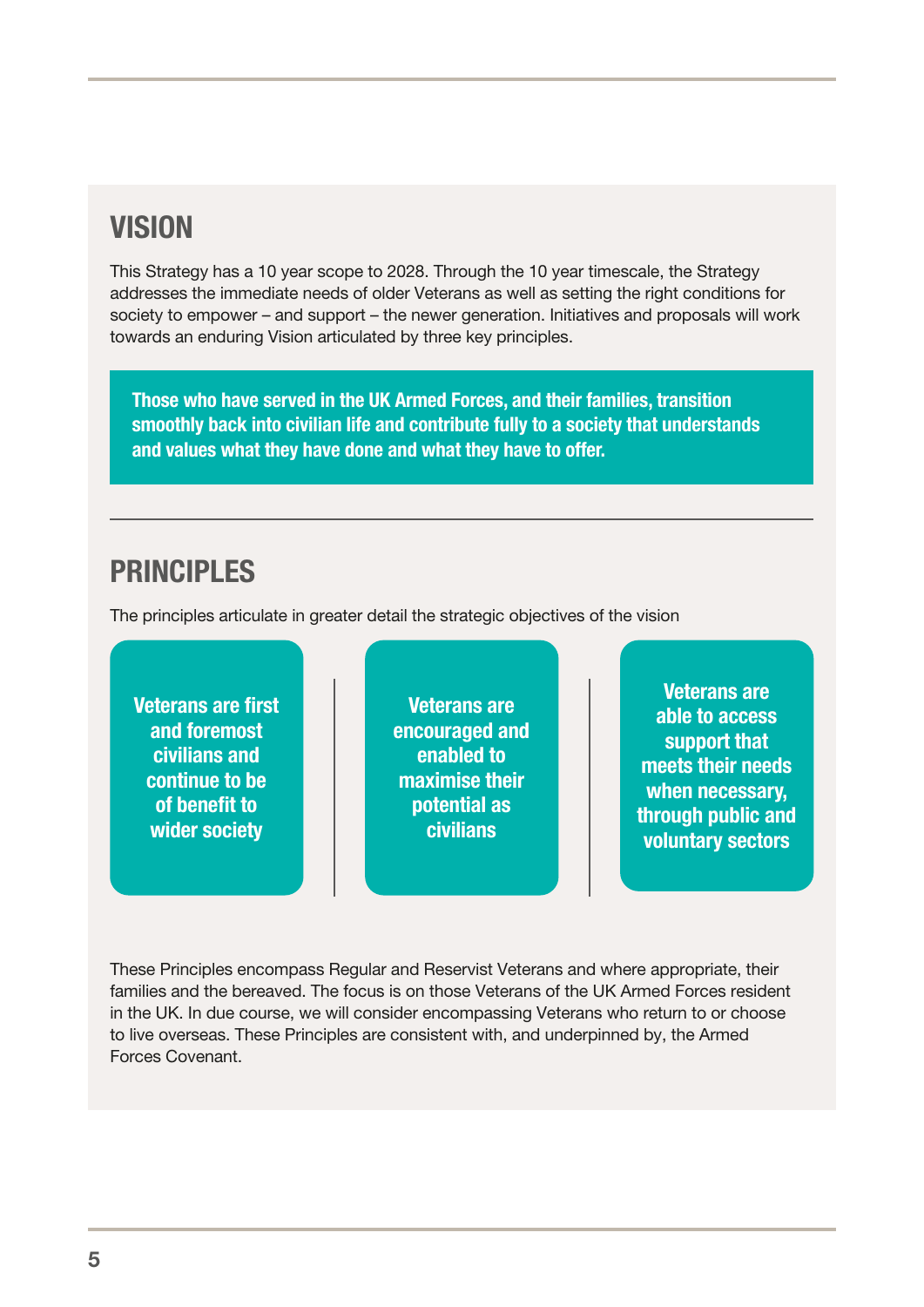## VISION

This Strategy has a 10 year scope to 2028. Through the 10 year timescale, the Strategy addresses the immediate needs of older Veterans as well as setting the right conditions for society to empower – and support – the newer generation. Initiatives and proposals will work towards an enduring Vision articulated by three key principles.

**Those who have served in the UK Armed Forces, and their families, transition smoothly back into civilian life and contribute fully to a society that understands and values what they have done and what they have to offer.**

---

## PRINCIPLES

The principles articulate in greater detail the strategic objectives of the vision

- **Veterans are first and foremost civilians and continue to be of benefit to wider society**
- **Veterans are encouraged and enabled to maximise their potential as civilians**
- **Veterans are able to access support that meets their needs when necessary, through public and voluntary sectors**

These Principles encompass Regular and Reservist Veterans and where appropriate, their families and the bereaved. The focus is on those Veterans of the UK Armed Forces resident in the UK. In due course, we will consider encompassing Veterans who return to or choose to live overseas. These Principles are consistent with, and underpinned by, the Armed Forces Covenant.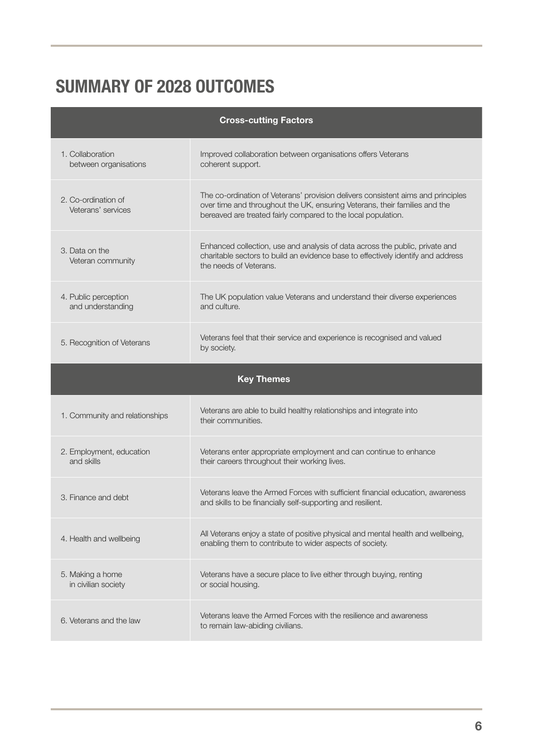## SUMMARY OF 2028 OUTCOMES

| Cross-cutting Factors | |
|---|---|
| 1. Collaboration between organisations | Improved collaboration between organisations offers Veterans coherent support. |
| 2. Co-ordination of Veterans' services | The co-ordination of Veterans' provision delivers consistent aims and principles over time and throughout the UK, ensuring Veterans, their families and the bereaved are treated fairly compared to the local population. |
| 3. Data on the Veteran community | Enhanced collection, use and analysis of data across the public, private and charitable sectors to build an evidence base to effectively identify and address the needs of Veterans. |
| 4. Public perception and understanding | The UK population value Veterans and understand their diverse experiences and culture. |
| 5. Recognition of Veterans | Veterans feel that their service and experience is recognised and valued by society. |

| Key Themes | |
|---|---|
| 1. Community and relationships | Veterans are able to build healthy relationships and integrate into their communities. |
| 2. Employment, education and skills | Veterans enter appropriate employment and can continue to enhance their careers throughout their working lives. |
| 3. Finance and debt | Veterans leave the Armed Forces with sufficient financial education, awareness and skills to be financially self-supporting and resilient. |
| 4. Health and wellbeing | All Veterans enjoy a state of positive physical and mental health and wellbeing, enabling them to contribute to wider aspects of society. |
| 5. Making a home in civilian society | Veterans have a secure place to live either through buying, renting or social housing. |
| 6. Veterans and the law | Veterans leave the Armed Forces with the resilience and awareness to remain law-abiding civilians. |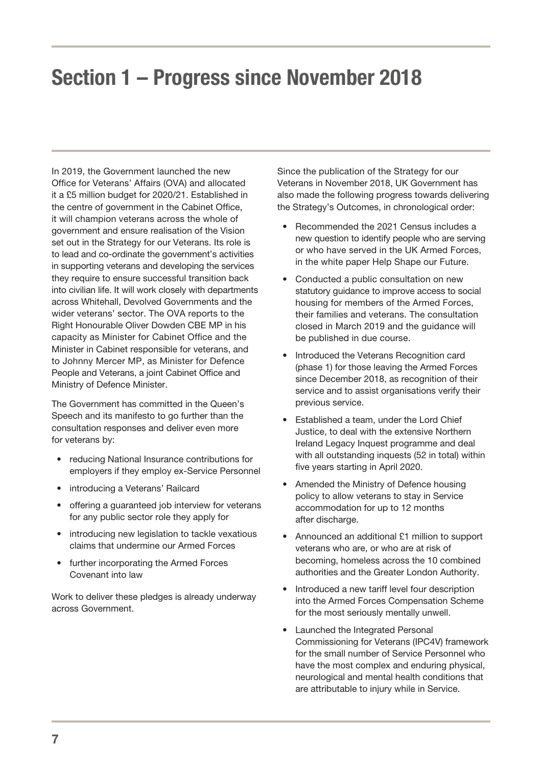# Section 1 – Progress since November 2018

In 2019, the Government launched the new Office for Veterans' Affairs (OVA) and allocated it a £5 million budget for 2020/21. Established in the centre of government in the Cabinet Office, it will champion veterans across the whole of government and ensure realisation of the Vision set out in the Strategy for our Veterans. Its role is to lead and co-ordinate the government's activities in supporting veterans and developing the services they require to ensure successful transition back into civilian life. It will work closely with departments across Whitehall, Devolved Governments and the wider veterans' sector. The OVA reports to the Right Honourable Oliver Dowden CBE MP in his capacity as Minister for Cabinet Office and the Minister in Cabinet responsible for veterans, and to Johnny Mercer MP, as Minister for Defence People and Veterans, a joint Cabinet Office and Ministry of Defence Minister.

The Government has committed in the Queen's Speech and its manifesto to go further than the consultation responses and deliver even more for veterans by:

- reducing National Insurance contributions for employers if they employ ex-Service Personnel
- introducing a Veterans' Railcard
- offering a guaranteed job interview for veterans for any public sector role they apply for
- introducing new legislation to tackle vexatious claims that undermine our Armed Forces
- further incorporating the Armed Forces Covenant into law

Work to deliver these pledges is already underway across Government.

Since the publication of the Strategy for our Veterans in November 2018, UK Government has also made the following progress towards delivering the Strategy's Outcomes, in chronological order:

- Recommended the 2021 Census includes a new question to identify people who are serving or who have served in the UK Armed Forces, in the white paper Help Shape our Future.
- Conducted a public consultation on new statutory guidance to improve access to social housing for members of the Armed Forces, their families and veterans. The consultation closed in March 2019 and the guidance will be published in due course.
- Introduced the Veterans Recognition card (phase 1) for those leaving the Armed Forces since December 2018, as recognition of their service and to assist organisations verify their previous service.
- Established a team, under the Lord Chief Justice, to deal with the extensive Northern Ireland Legacy Inquest programme and deal with all outstanding inquests (52 in total) within five years starting in April 2020.
- Amended the Ministry of Defence housing policy to allow veterans to stay in Service accommodation for up to 12 months after discharge.
- Announced an additional £1 million to support veterans who are, or who are at risk of becoming, homeless across the 10 combined authorities and the Greater London Authority.
- Introduced a new tariff level four description into the Armed Forces Compensation Scheme for the most seriously mentally unwell.
- Launched the Integrated Personal Commissioning for Veterans (IPC4V) framework for the small number of Service Personnel who have the most complex and enduring physical, neurological and mental health conditions that are attributable to injury while in Service.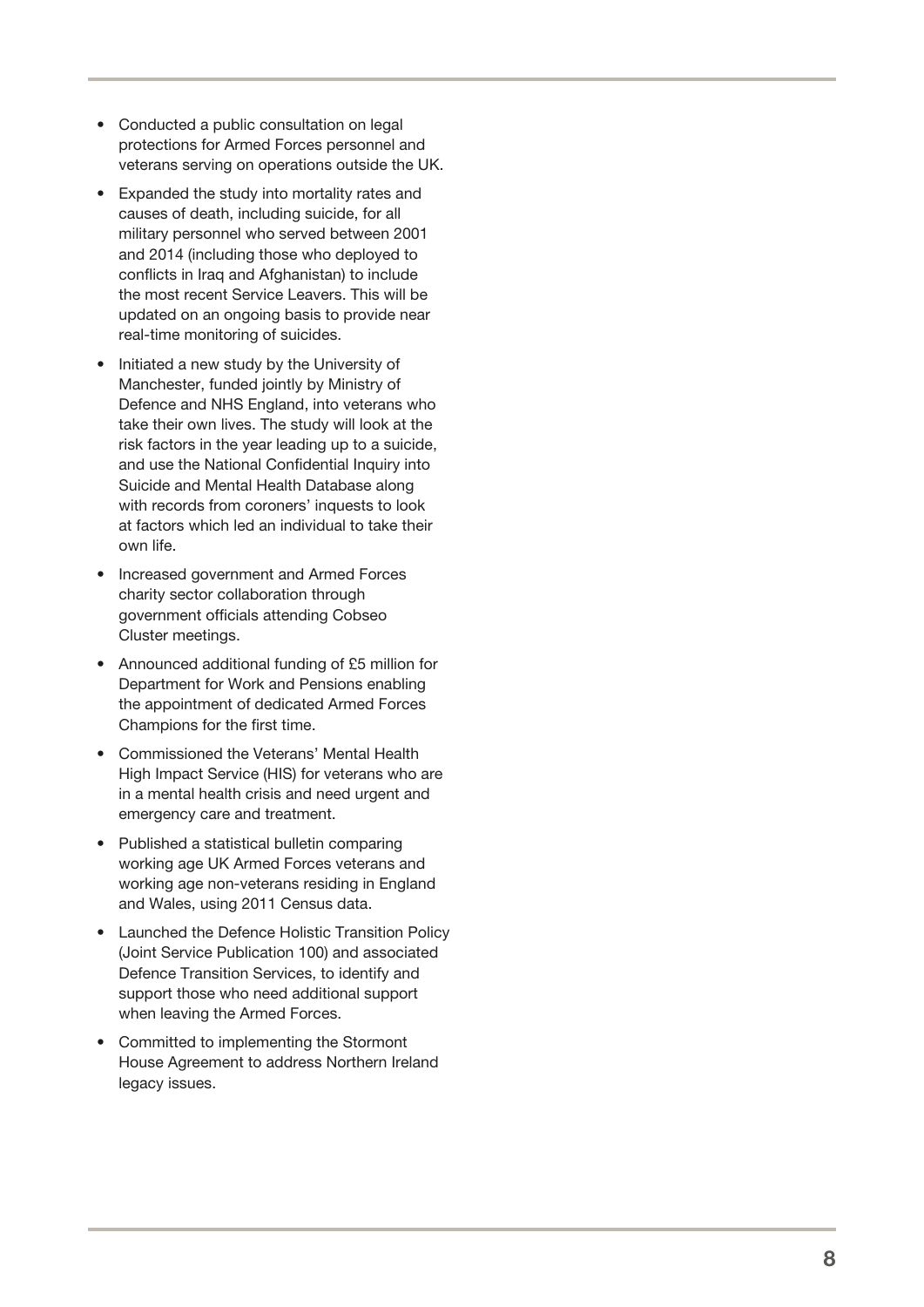- Conducted a public consultation on legal protections for Armed Forces personnel and veterans serving on operations outside the UK.
- Expanded the study into mortality rates and causes of death, including suicide, for all military personnel who served between 2001 and 2014 (including those who deployed to conflicts in Iraq and Afghanistan) to include the most recent Service Leavers. This will be updated on an ongoing basis to provide near real-time monitoring of suicides.
- Initiated a new study by the University of Manchester, funded jointly by Ministry of Defence and NHS England, into veterans who take their own lives. The study will look at the risk factors in the year leading up to a suicide, and use the National Confidential Inquiry into Suicide and Mental Health Database along with records from coroners' inquests to look at factors which led an individual to take their own life.
- Increased government and Armed Forces charity sector collaboration through government officials attending Cobseo Cluster meetings.
- Announced additional funding of £5 million for Department for Work and Pensions enabling the appointment of dedicated Armed Forces Champions for the first time.
- Commissioned the Veterans' Mental Health High Impact Service (HIS) for veterans who are in a mental health crisis and need urgent and emergency care and treatment.
- Published a statistical bulletin comparing working age UK Armed Forces veterans and working age non-veterans residing in England and Wales, using 2011 Census data.
- Launched the Defence Holistic Transition Policy (Joint Service Publication 100) and associated Defence Transition Services, to identify and support those who need additional support when leaving the Armed Forces.
- Committed to implementing the Stormont House Agreement to address Northern Ireland legacy issues.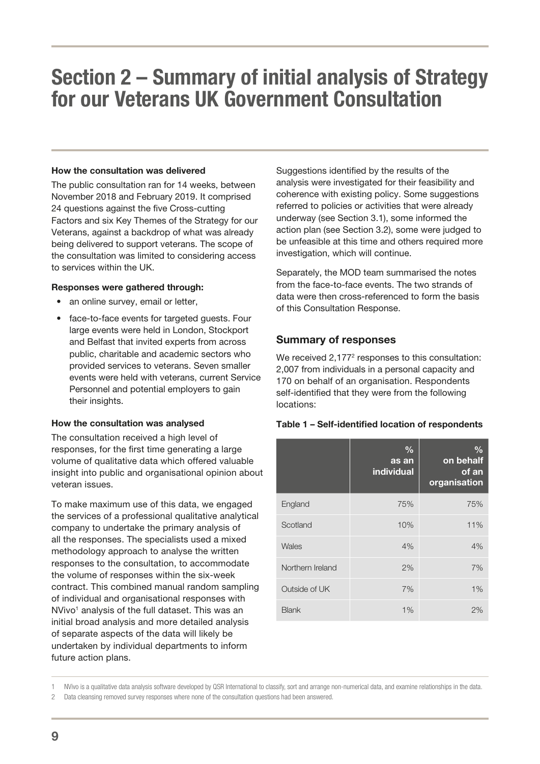# Section 2 – Summary of initial analysis of Strategy for our Veterans UK Government Consultation

**How the consultation was delivered**

The public consultation ran for 14 weeks, between November 2018 and February 2019. It comprised 24 questions against the five Cross-cutting Factors and six Key Themes of the Strategy for our Veterans, against a backdrop of what was already being delivered to support veterans. The scope of the consultation was limited to considering access to services within the UK.

**Responses were gathered through:**

- an online survey, email or letter,
- face-to-face events for targeted guests. Four large events were held in London, Stockport and Belfast that invited experts from across public, charitable and academic sectors who provided services to veterans. Seven smaller events were held with veterans, current Service Personnel and potential employers to gain their insights.

**How the consultation was analysed**

The consultation received a high level of responses, for the first time generating a large volume of qualitative data which offered valuable insight into public and organisational opinion about veteran issues.

To make maximum use of this data, we engaged the services of a professional qualitative analytical company to undertake the primary analysis of all the responses. The specialists used a mixed methodology approach to analyse the written responses to the consultation, to accommodate the volume of responses within the six-week contract. This combined manual random sampling of individual and organisational responses with NVivo[1] analysis of the full dataset. This was an initial broad analysis and more detailed analysis of separate aspects of the data will likely be undertaken by individual departments to inform future action plans.

Suggestions identified by the results of the analysis were investigated for their feasibility and coherence with existing policy. Some suggestions referred to policies or activities that were already underway (see Section 3.1), some informed the action plan (see Section 3.2), some were judged to be unfeasible at this time and others required more investigation, which will continue.

Separately, the MOD team summarised the notes from the face-to-face events. The two strands of data were then cross-referenced to form the basis of this Consultation Response.

## Summary of responses

We received 2,177[2] responses to this consultation: 2,007 from individuals in a personal capacity and 170 on behalf of an organisation. Respondents self-identified that they were from the following locations:

**Table 1 – Self-identified location of respondents**

| | % as an individual | % on behalf of an organisation |
|---|---|---|
| England | 75% | 75% |
| Scotland | 10% | 11% |
| Wales | 4% | 4% |
| Northern Ireland | 2% | 7% |
| Outside of UK | 7% | 1% |
| Blank | 1% | 2% |

1 NVivo is a qualitative data analysis software developed by QSR International to classify, sort and arrange non-numerical data, and examine relationships in the data.

2 Data cleansing removed survey responses where none of the consultation questions had been answered.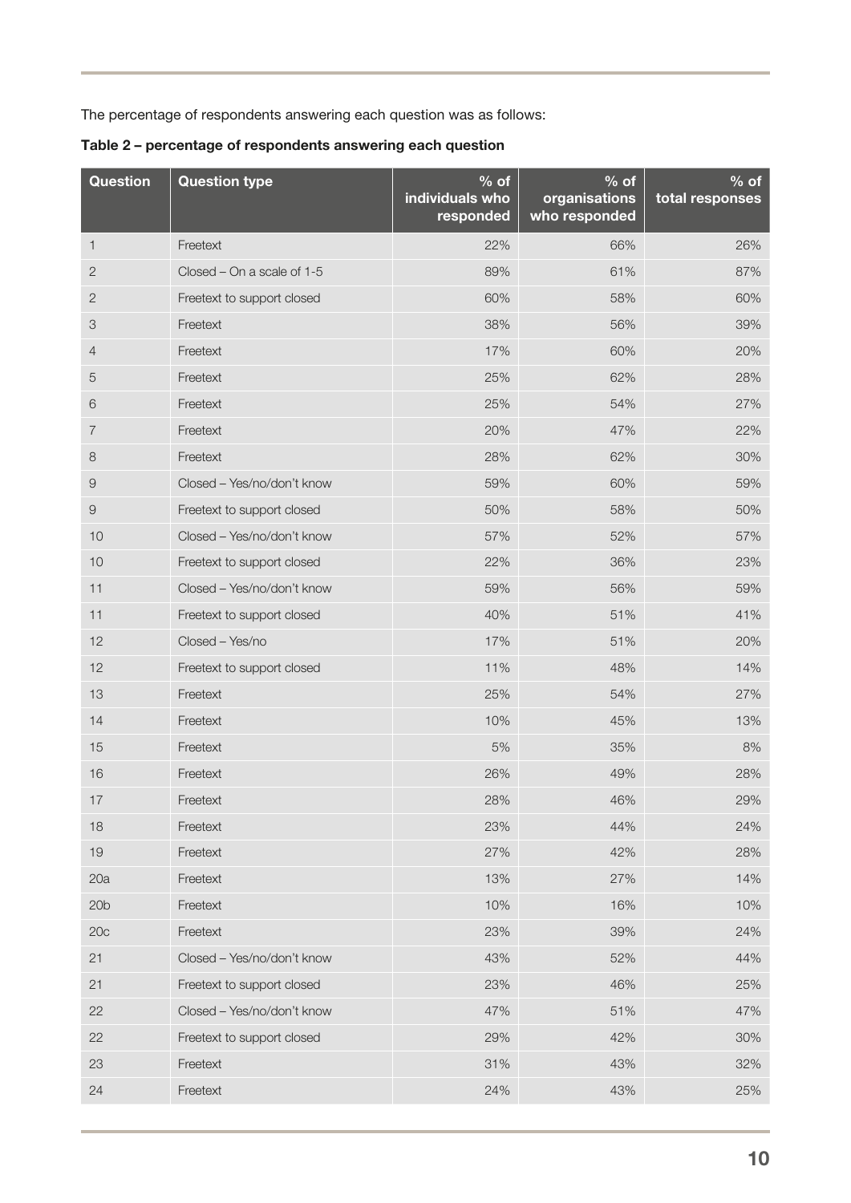The percentage of respondents answering each question was as follows:

**Table 2 – percentage of respondents answering each question**

| Question | Question type | % of individuals who responded | % of organisations who responded | % of total responses |
|---|---|---|---|---|
| 1 | Freetext | 22% | 66% | 26% |
| 2 | Closed – On a scale of 1-5 | 89% | 61% | 87% |
| 2 | Freetext to support closed | 60% | 58% | 60% |
| 3 | Freetext | 38% | 56% | 39% |
| 4 | Freetext | 17% | 60% | 20% |
| 5 | Freetext | 25% | 62% | 28% |
| 6 | Freetext | 25% | 54% | 27% |
| 7 | Freetext | 20% | 47% | 22% |
| 8 | Freetext | 28% | 62% | 30% |
| 9 | Closed – Yes/no/don't know | 59% | 60% | 59% |
| 9 | Freetext to support closed | 50% | 58% | 50% |
| 10 | Closed – Yes/no/don't know | 57% | 52% | 57% |
| 10 | Freetext to support closed | 22% | 36% | 23% |
| 11 | Closed – Yes/no/don't know | 59% | 56% | 59% |
| 11 | Freetext to support closed | 40% | 51% | 41% |
| 12 | Closed – Yes/no | 17% | 51% | 20% |
| 12 | Freetext to support closed | 11% | 48% | 14% |
| 13 | Freetext | 25% | 54% | 27% |
| 14 | Freetext | 10% | 45% | 13% |
| 15 | Freetext | 5% | 35% | 8% |
| 16 | Freetext | 26% | 49% | 28% |
| 17 | Freetext | 28% | 46% | 29% |
| 18 | Freetext | 23% | 44% | 24% |
| 19 | Freetext | 27% | 42% | 28% |
| 20a | Freetext | 13% | 27% | 14% |
| 20b | Freetext | 10% | 16% | 10% |
| 20c | Freetext | 23% | 39% | 24% |
| 21 | Closed – Yes/no/don't know | 43% | 52% | 44% |
| 21 | Freetext to support closed | 23% | 46% | 25% |
| 22 | Closed – Yes/no/don't know | 47% | 51% | 47% |
| 22 | Freetext to support closed | 29% | 42% | 30% |
| 23 | Freetext | 31% | 43% | 32% |
| 24 | Freetext | 24% | 43% | 25% |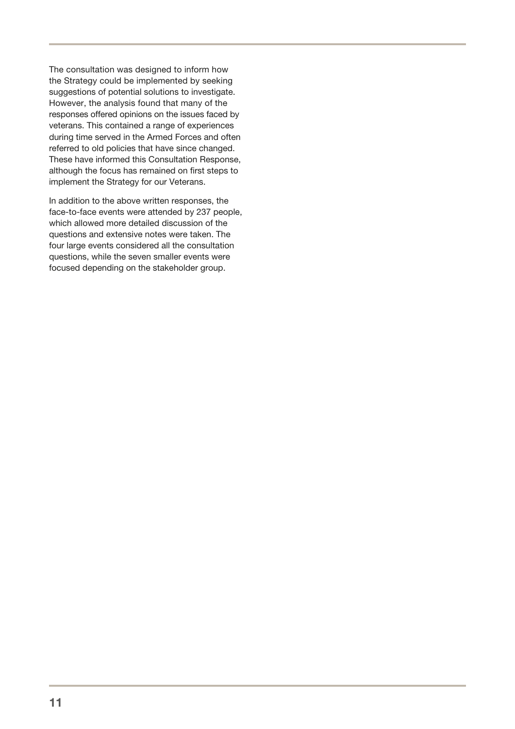The consultation was designed to inform how the Strategy could be implemented by seeking suggestions of potential solutions to investigate. However, the analysis found that many of the responses offered opinions on the issues faced by veterans. This contained a range of experiences during time served in the Armed Forces and often referred to old policies that have since changed. These have informed this Consultation Response, although the focus has remained on first steps to implement the Strategy for our Veterans.

In addition to the above written responses, the face-to-face events were attended by 237 people, which allowed more detailed discussion of the questions and extensive notes were taken. The four large events considered all the consultation questions, while the seven smaller events were focused depending on the stakeholder group.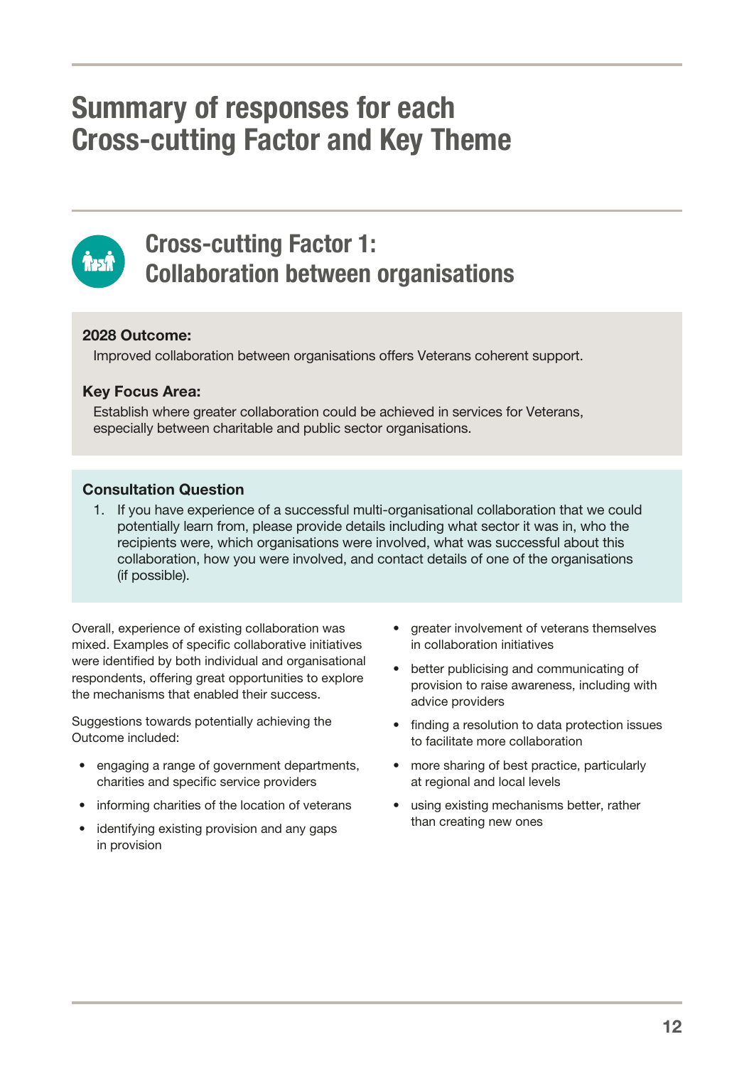# Summary of responses for each Cross-cutting Factor and Key Theme

## Cross-cutting Factor 1: Collaboration between organisations

**2028 Outcome:**

Improved collaboration between organisations offers Veterans coherent support.

**Key Focus Area:**

Establish where greater collaboration could be achieved in services for Veterans, especially between charitable and public sector organisations.

**Consultation Question**

1. If you have experience of a successful multi-organisational collaboration that we could potentially learn from, please provide details including what sector it was in, who the recipients were, which organisations were involved, what was successful about this collaboration, how you were involved, and contact details of one of the organisations (if possible).

Overall, experience of existing collaboration was mixed. Examples of specific collaborative initiatives were identified by both individual and organisational respondents, offering great opportunities to explore the mechanisms that enabled their success.

Suggestions towards potentially achieving the Outcome included:

- engaging a range of government departments, charities and specific service providers
- informing charities of the location of veterans
- identifying existing provision and any gaps in provision
- greater involvement of veterans themselves in collaboration initiatives
- better publicising and communicating of provision to raise awareness, including with advice providers
- finding a resolution to data protection issues to facilitate more collaboration
- more sharing of best practice, particularly at regional and local levels
- using existing mechanisms better, rather than creating new ones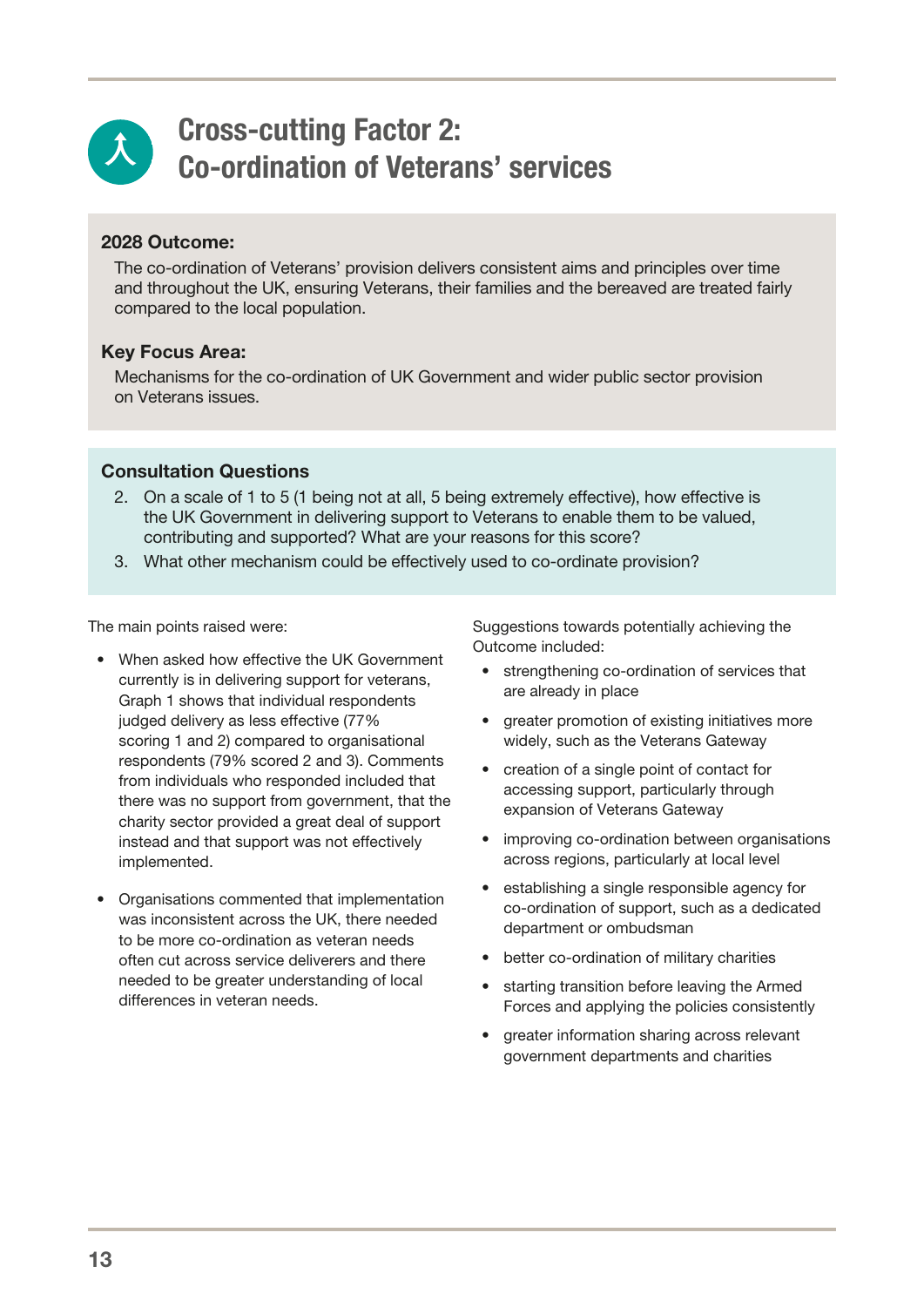# Cross-cutting Factor 2: Co-ordination of Veterans' services

**2028 Outcome:**

The co-ordination of Veterans' provision delivers consistent aims and principles over time and throughout the UK, ensuring Veterans, their families and the bereaved are treated fairly compared to the local population.

**Key Focus Area:**

Mechanisms for the co-ordination of UK Government and wider public sector provision on Veterans issues.

**Consultation Questions**

2. On a scale of 1 to 5 (1 being not at all, 5 being extremely effective), how effective is the UK Government in delivering support to Veterans to enable them to be valued, contributing and supported? What are your reasons for this score?
3. What other mechanism could be effectively used to co-ordinate provision?

The main points raised were:

- When asked how effective the UK Government currently is in delivering support for veterans, Graph 1 shows that individual respondents judged delivery as less effective (77% scoring 1 and 2) compared to organisational respondents (79% scored 2 and 3). Comments from individuals who responded included that there was no support from government, that the charity sector provided a great deal of support instead and that support was not effectively implemented.
- Organisations commented that implementation was inconsistent across the UK, there needed to be more co-ordination as veteran needs often cut across service deliverers and there needed to be greater understanding of local differences in veteran needs.

Suggestions towards potentially achieving the Outcome included:

- strengthening co-ordination of services that are already in place
- greater promotion of existing initiatives more widely, such as the Veterans Gateway
- creation of a single point of contact for accessing support, particularly through expansion of Veterans Gateway
- improving co-ordination between organisations across regions, particularly at local level
- establishing a single responsible agency for co-ordination of support, such as a dedicated department or ombudsman
- better co-ordination of military charities
- starting transition before leaving the Armed Forces and applying the policies consistently
- greater information sharing across relevant government departments and charities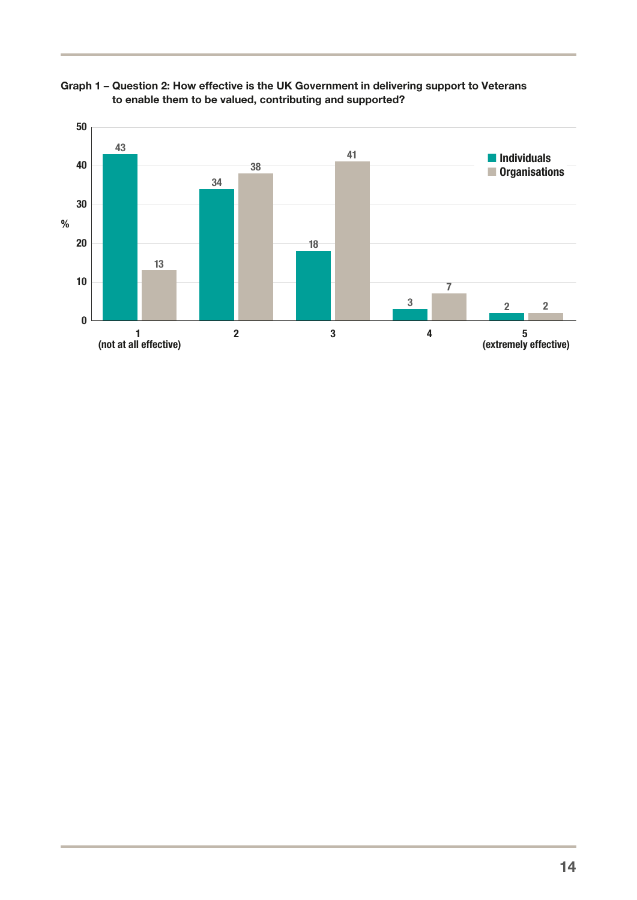**Graph 1 – Question 2: How effective is the UK Government in delivering support to Veterans to enable them to be valued, contributing and supported?**

| Rating | Individuals (%) | Organisations (%) |
|---|---|---|
| 1 (not at all effective) | 43 | 13 |
| 2 | 34 | 38 |
| 3 | 18 | 41 |
| 4 | 3 | 7 |
| 5 (extremely effective) | 2 | 2 |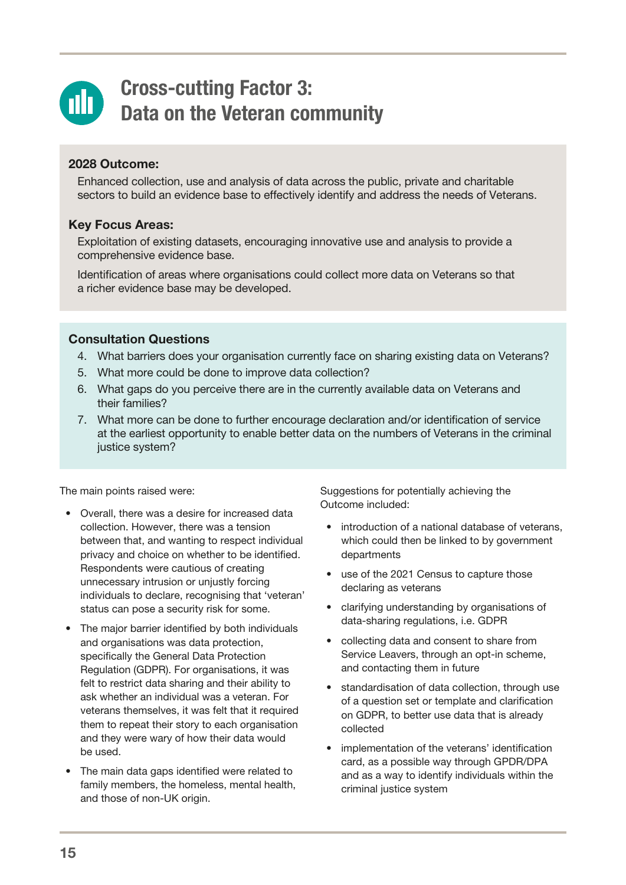# Cross-cutting Factor 3: Data on the Veteran community

**2028 Outcome:**

Enhanced collection, use and analysis of data across the public, private and charitable sectors to build an evidence base to effectively identify and address the needs of Veterans.

**Key Focus Areas:**

Exploitation of existing datasets, encouraging innovative use and analysis to provide a comprehensive evidence base.

Identification of areas where organisations could collect more data on Veterans so that a richer evidence base may be developed.

**Consultation Questions**

4. What barriers does your organisation currently face on sharing existing data on Veterans?
5. What more could be done to improve data collection?
6. What gaps do you perceive there are in the currently available data on Veterans and their families?
7. What more can be done to further encourage declaration and/or identification of service at the earliest opportunity to enable better data on the numbers of Veterans in the criminal justice system?

The main points raised were:

- Overall, there was a desire for increased data collection. However, there was a tension between that, and wanting to respect individual privacy and choice on whether to be identified. Respondents were cautious of creating unnecessary intrusion or unjustly forcing individuals to declare, recognising that 'veteran' status can pose a security risk for some.
- The major barrier identified by both individuals and organisations was data protection, specifically the General Data Protection Regulation (GDPR). For organisations, it was felt to restrict data sharing and their ability to ask whether an individual was a veteran. For veterans themselves, it was felt that it required them to repeat their story to each organisation and they were wary of how their data would be used.
- The main data gaps identified were related to family members, the homeless, mental health, and those of non-UK origin.

Suggestions for potentially achieving the Outcome included:

- introduction of a national database of veterans, which could then be linked to by government departments
- use of the 2021 Census to capture those declaring as veterans
- clarifying understanding by organisations of data-sharing regulations, i.e. GDPR
- collecting data and consent to share from Service Leavers, through an opt-in scheme, and contacting them in future
- standardisation of data collection, through use of a question set or template and clarification on GDPR, to better use data that is already collected
- implementation of the veterans' identification card, as a possible way through GPDR/DPA and as a way to identify individuals within the criminal justice system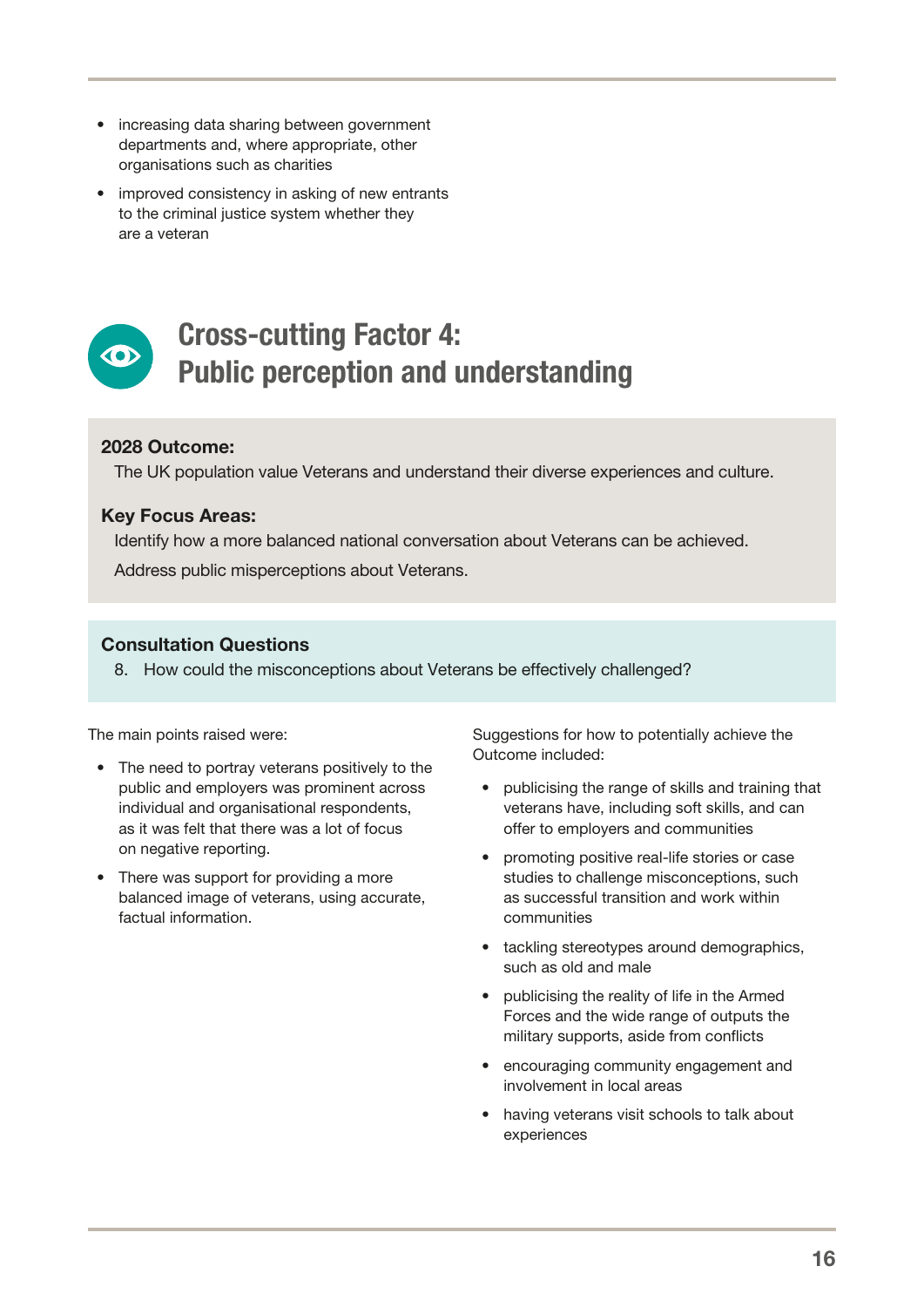- increasing data sharing between government departments and, where appropriate, other organisations such as charities
- improved consistency in asking of new entrants to the criminal justice system whether they are a veteran

## Cross-cutting Factor 4: Public perception and understanding

**2028 Outcome:**

The UK population value Veterans and understand their diverse experiences and culture.

**Key Focus Areas:**

Identify how a more balanced national conversation about Veterans can be achieved.

Address public misperceptions about Veterans.

**Consultation Questions**

8. How could the misconceptions about Veterans be effectively challenged?

The main points raised were:

- The need to portray veterans positively to the public and employers was prominent across individual and organisational respondents, as it was felt that there was a lot of focus on negative reporting.
- There was support for providing a more balanced image of veterans, using accurate, factual information.

Suggestions for how to potentially achieve the Outcome included:

- publicising the range of skills and training that veterans have, including soft skills, and can offer to employers and communities
- promoting positive real-life stories or case studies to challenge misconceptions, such as successful transition and work within communities
- tackling stereotypes around demographics, such as old and male
- publicising the reality of life in the Armed Forces and the wide range of outputs the military supports, aside from conflicts
- encouraging community engagement and involvement in local areas
- having veterans visit schools to talk about experiences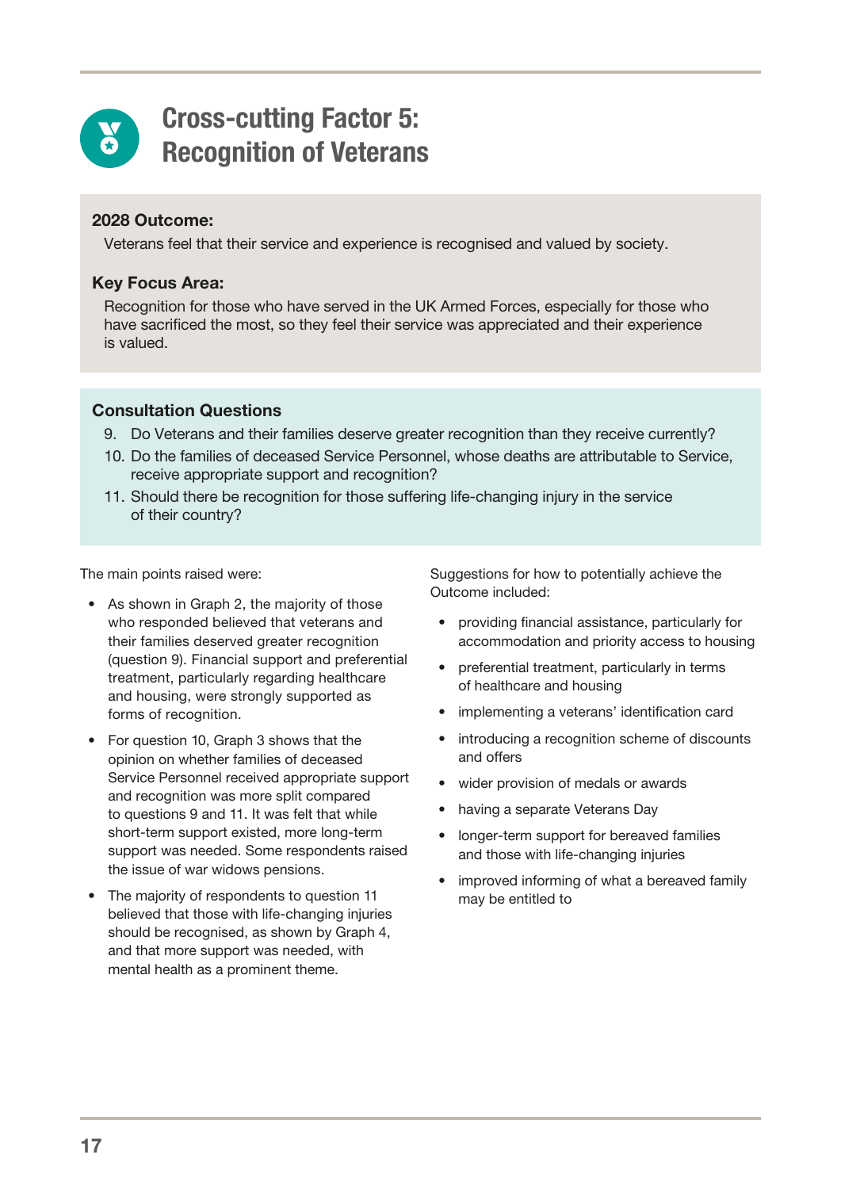# Cross-cutting Factor 5: Recognition of Veterans

**2028 Outcome:**

Veterans feel that their service and experience is recognised and valued by society.

**Key Focus Area:**

Recognition for those who have served in the UK Armed Forces, especially for those who have sacrificed the most, so they feel their service was appreciated and their experience is valued.

**Consultation Questions**

9. Do Veterans and their families deserve greater recognition than they receive currently?
10. Do the families of deceased Service Personnel, whose deaths are attributable to Service, receive appropriate support and recognition?
11. Should there be recognition for those suffering life-changing injury in the service of their country?

The main points raised were:

- As shown in Graph 2, the majority of those who responded believed that veterans and their families deserved greater recognition (question 9). Financial support and preferential treatment, particularly regarding healthcare and housing, were strongly supported as forms of recognition.
- For question 10, Graph 3 shows that the opinion on whether families of deceased Service Personnel received appropriate support and recognition was more split compared to questions 9 and 11. It was felt that while short-term support existed, more long-term support was needed. Some respondents raised the issue of war widows pensions.
- The majority of respondents to question 11 believed that those with life-changing injuries should be recognised, as shown by Graph 4, and that more support was needed, with mental health as a prominent theme.

Suggestions for how to potentially achieve the Outcome included:

- providing financial assistance, particularly for accommodation and priority access to housing
- preferential treatment, particularly in terms of healthcare and housing
- implementing a veterans' identification card
- introducing a recognition scheme of discounts and offers
- wider provision of medals or awards
- having a separate Veterans Day
- longer-term support for bereaved families and those with life-changing injuries
- improved informing of what a bereaved family may be entitled to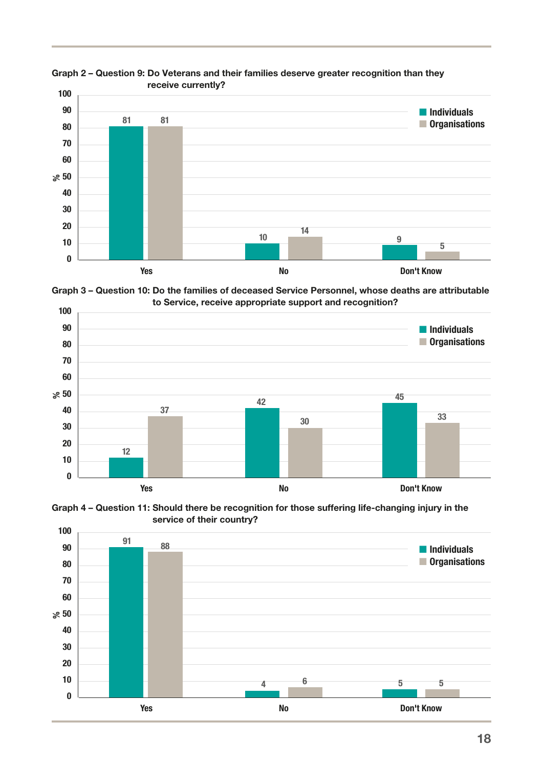**Graph 2 – Question 9: Do Veterans and their families deserve greater recognition than they receive currently?**

| % | Individuals | Organisations |
|---|---|---|
| Yes | 81 | 81 |
| No | 10 | 14 |
| Don't Know | 9 | 5 |

**Graph 3 – Question 10: Do the families of deceased Service Personnel, whose deaths are attributable to Service, receive appropriate support and recognition?**

| % | Individuals | Organisations |
|---|---|---|
| Yes | 12 | 37 |
| No | 42 | 30 |
| Don't Know | 45 | 33 |

**Graph 4 – Question 11: Should there be recognition for those suffering life-changing injury in the service of their country?**

| % | Individuals | Organisations |
|---|---|---|
| Yes | 91 | 88 |
| No | 4 | 6 |
| Don't Know | 5 | 5 |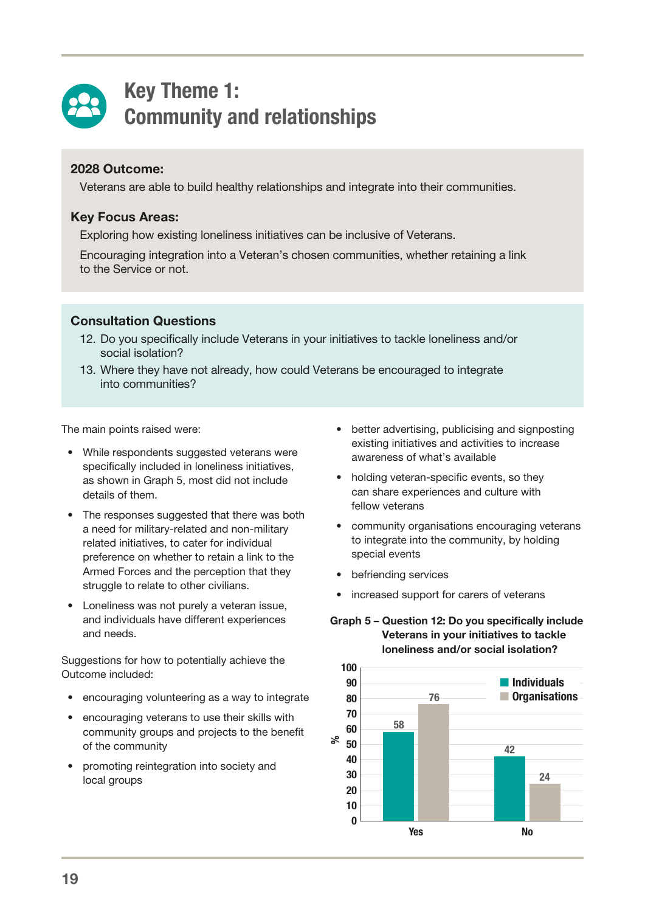# Key Theme 1: Community and relationships

**2028 Outcome:**

Veterans are able to build healthy relationships and integrate into their communities.

**Key Focus Areas:**

Exploring how existing loneliness initiatives can be inclusive of Veterans.

Encouraging integration into a Veteran's chosen communities, whether retaining a link to the Service or not.

**Consultation Questions**

12. Do you specifically include Veterans in your initiatives to tackle loneliness and/or social isolation?
13. Where they have not already, how could Veterans be encouraged to integrate into communities?

The main points raised were:

- While respondents suggested veterans were specifically included in loneliness initiatives, as shown in Graph 5, most did not include details of them.
- The responses suggested that there was both a need for military-related and non-military related initiatives, to cater for individual preference on whether to retain a link to the Armed Forces and the perception that they struggle to relate to other civilians.
- Loneliness was not purely a veteran issue, and individuals have different experiences and needs.

Suggestions for how to potentially achieve the Outcome included:

- encouraging volunteering as a way to integrate
- encouraging veterans to use their skills with community groups and projects to the benefit of the community
- promoting reintegration into society and local groups
- better advertising, publicising and signposting existing initiatives and activities to increase awareness of what's available
- holding veteran-specific events, so they can share experiences and culture with fellow veterans
- community organisations encouraging veterans to integrate into the community, by holding special events
- befriending services
- increased support for carers of veterans

**Graph 5 – Question 12: Do you specifically include Veterans in your initiatives to tackle loneliness and/or social isolation?**

| % | Individuals | Organisations |
|---|---|---|
| Yes | 58 | 76 |
| No | 42 | 24 |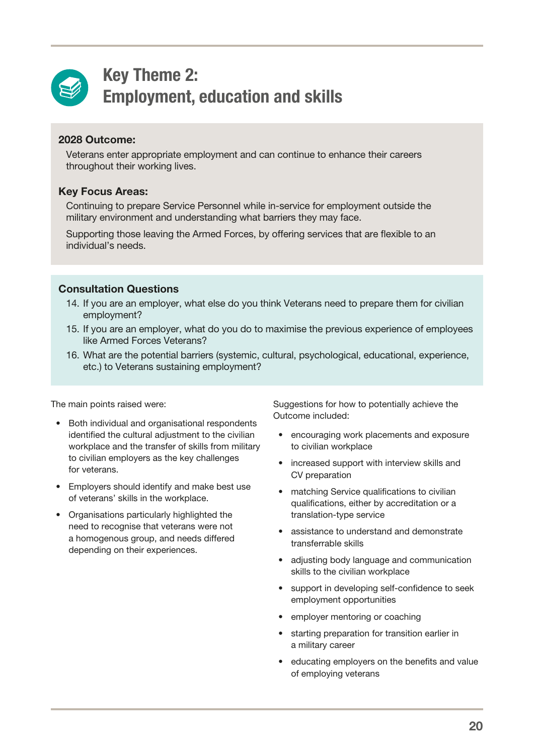# Key Theme 2: Employment, education and skills

**2028 Outcome:**

Veterans enter appropriate employment and can continue to enhance their careers throughout their working lives.

**Key Focus Areas:**

Continuing to prepare Service Personnel while in-service for employment outside the military environment and understanding what barriers they may face.

Supporting those leaving the Armed Forces, by offering services that are flexible to an individual's needs.

**Consultation Questions**

14. If you are an employer, what else do you think Veterans need to prepare them for civilian employment?
15. If you are an employer, what do you do to maximise the previous experience of employees like Armed Forces Veterans?
16. What are the potential barriers (systemic, cultural, psychological, educational, experience, etc.) to Veterans sustaining employment?

The main points raised were:

- Both individual and organisational respondents identified the cultural adjustment to the civilian workplace and the transfer of skills from military to civilian employers as the key challenges for veterans.
- Employers should identify and make best use of veterans' skills in the workplace.
- Organisations particularly highlighted the need to recognise that veterans were not a homogenous group, and needs differed depending on their experiences.

Suggestions for how to potentially achieve the Outcome included:

- encouraging work placements and exposure to civilian workplace
- increased support with interview skills and CV preparation
- matching Service qualifications to civilian qualifications, either by accreditation or a translation-type service
- assistance to understand and demonstrate transferrable skills
- adjusting body language and communication skills to the civilian workplace
- support in developing self-confidence to seek employment opportunities
- employer mentoring or coaching
- starting preparation for transition earlier in a military career
- educating employers on the benefits and value of employing veterans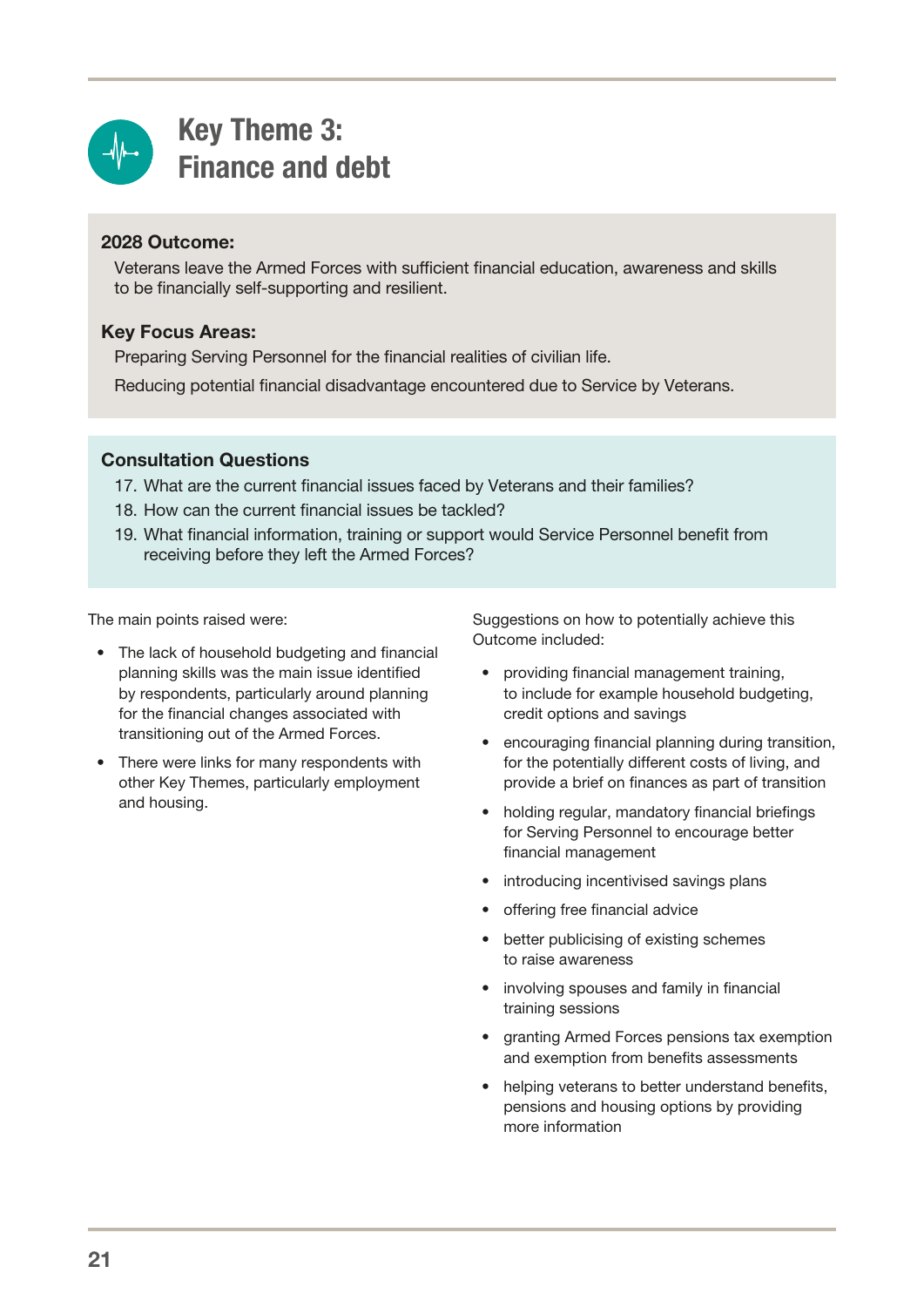# Key Theme 3: Finance and debt

**2028 Outcome:**

Veterans leave the Armed Forces with sufficient financial education, awareness and skills to be financially self-supporting and resilient.

**Key Focus Areas:**

Preparing Serving Personnel for the financial realities of civilian life.

Reducing potential financial disadvantage encountered due to Service by Veterans.

**Consultation Questions**

17. What are the current financial issues faced by Veterans and their families?
18. How can the current financial issues be tackled?
19. What financial information, training or support would Service Personnel benefit from receiving before they left the Armed Forces?

The main points raised were:

- The lack of household budgeting and financial planning skills was the main issue identified by respondents, particularly around planning for the financial changes associated with transitioning out of the Armed Forces.
- There were links for many respondents with other Key Themes, particularly employment and housing.

Suggestions on how to potentially achieve this Outcome included:

- providing financial management training, to include for example household budgeting, credit options and savings
- encouraging financial planning during transition, for the potentially different costs of living, and provide a brief on finances as part of transition
- holding regular, mandatory financial briefings for Serving Personnel to encourage better financial management
- introducing incentivised savings plans
- offering free financial advice
- better publicising of existing schemes to raise awareness
- involving spouses and family in financial training sessions
- granting Armed Forces pensions tax exemption and exemption from benefits assessments
- helping veterans to better understand benefits, pensions and housing options by providing more information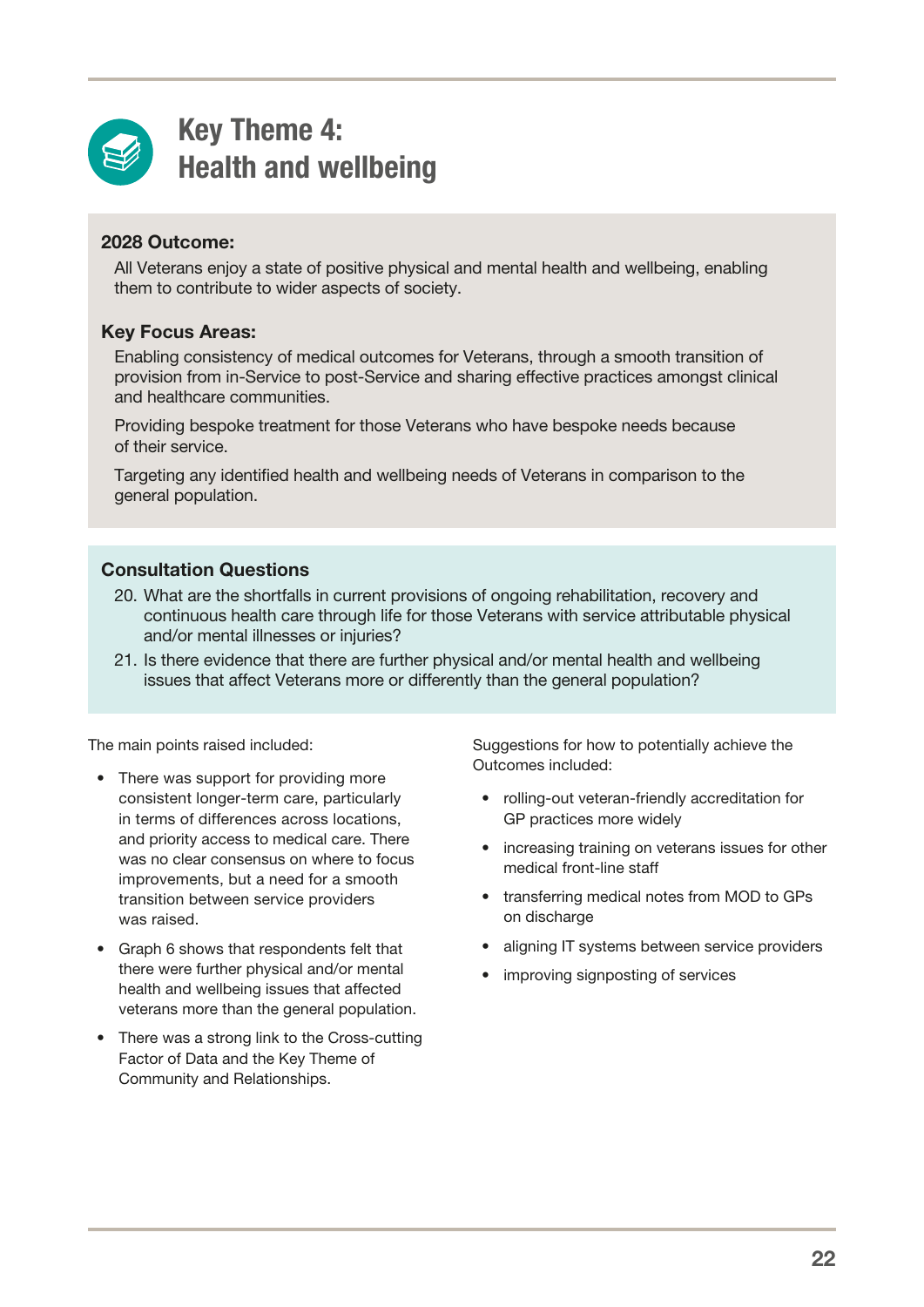# Key Theme 4: Health and wellbeing

**2028 Outcome:**

All Veterans enjoy a state of positive physical and mental health and wellbeing, enabling them to contribute to wider aspects of society.

**Key Focus Areas:**

Enabling consistency of medical outcomes for Veterans, through a smooth transition of provision from in-Service to post-Service and sharing effective practices amongst clinical and healthcare communities.

Providing bespoke treatment for those Veterans who have bespoke needs because of their service.

Targeting any identified health and wellbeing needs of Veterans in comparison to the general population.

**Consultation Questions**

20. What are the shortfalls in current provisions of ongoing rehabilitation, recovery and continuous health care through life for those Veterans with service attributable physical and/or mental illnesses or injuries?
21. Is there evidence that there are further physical and/or mental health and wellbeing issues that affect Veterans more or differently than the general population?

The main points raised included:

- There was support for providing more consistent longer-term care, particularly in terms of differences across locations, and priority access to medical care. There was no clear consensus on where to focus improvements, but a need for a smooth transition between service providers was raised.
- Graph 6 shows that respondents felt that there were further physical and/or mental health and wellbeing issues that affected veterans more than the general population.
- There was a strong link to the Cross-cutting Factor of Data and the Key Theme of Community and Relationships.

Suggestions for how to potentially achieve the Outcomes included:

- rolling-out veteran-friendly accreditation for GP practices more widely
- increasing training on veterans issues for other medical front-line staff
- transferring medical notes from MOD to GPs on discharge
- aligning IT systems between service providers
- improving signposting of services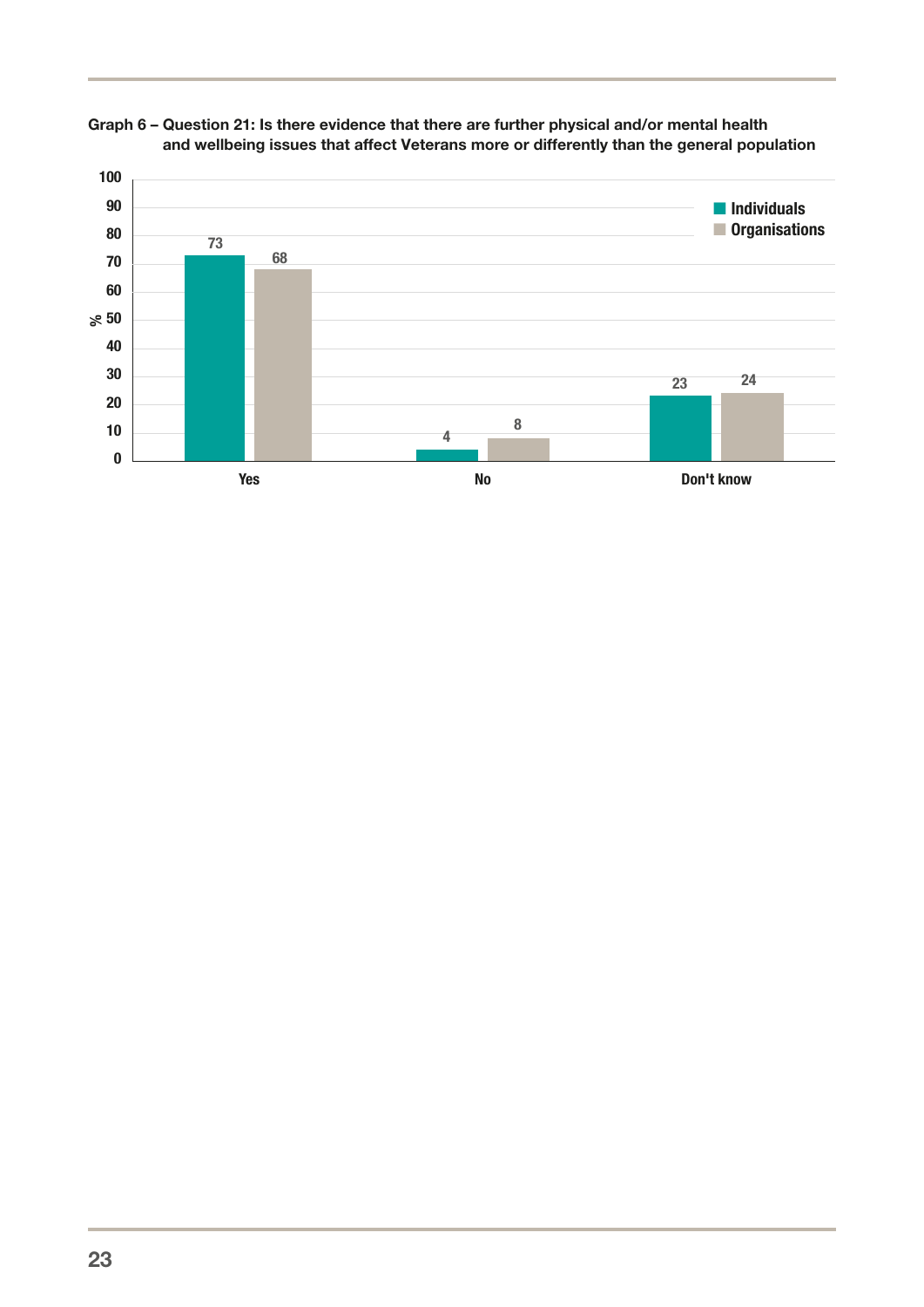**Graph 6 – Question 21: Is there evidence that there are further physical and/or mental health and wellbeing issues that affect Veterans more or differently than the general population**

| % | Individuals | Organisations |
|---|---|---|
| Yes | 73 | 68 |
| No | 4 | 8 |
| Don't know | 23 | 24 |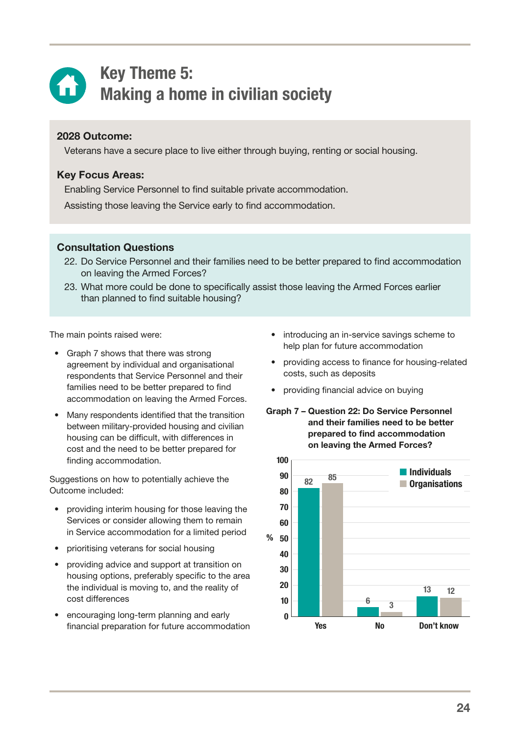# Key Theme 5: Making a home in civilian society

**2028 Outcome:**

Veterans have a secure place to live either through buying, renting or social housing.

**Key Focus Areas:**

Enabling Service Personnel to find suitable private accommodation.

Assisting those leaving the Service early to find accommodation.

**Consultation Questions**

22. Do Service Personnel and their families need to be better prepared to find accommodation on leaving the Armed Forces?
23. What more could be done to specifically assist those leaving the Armed Forces earlier than planned to find suitable housing?

The main points raised were:

- Graph 7 shows that there was strong agreement by individual and organisational respondents that Service Personnel and their families need to be better prepared to find accommodation on leaving the Armed Forces.
- Many respondents identified that the transition between military-provided housing and civilian housing can be difficult, with differences in cost and the need to be better prepared for finding accommodation.

Suggestions on how to potentially achieve the Outcome included:

- providing interim housing for those leaving the Services or consider allowing them to remain in Service accommodation for a limited period
- prioritising veterans for social housing
- providing advice and support at transition on housing options, preferably specific to the area the individual is moving to, and the reality of cost differences
- encouraging long-term planning and early financial preparation for future accommodation
- introducing an in-service savings scheme to help plan for future accommodation
- providing access to finance for housing-related costs, such as deposits
- providing financial advice on buying

**Graph 7 – Question 22: Do Service Personnel and their families need to be better prepared to find accommodation on leaving the Armed Forces?**

| % | Individuals | Organisations |
|---|---|---|
| Yes | 82 | 85 |
| No | 6 | 3 |
| Don't know | 13 | 12 |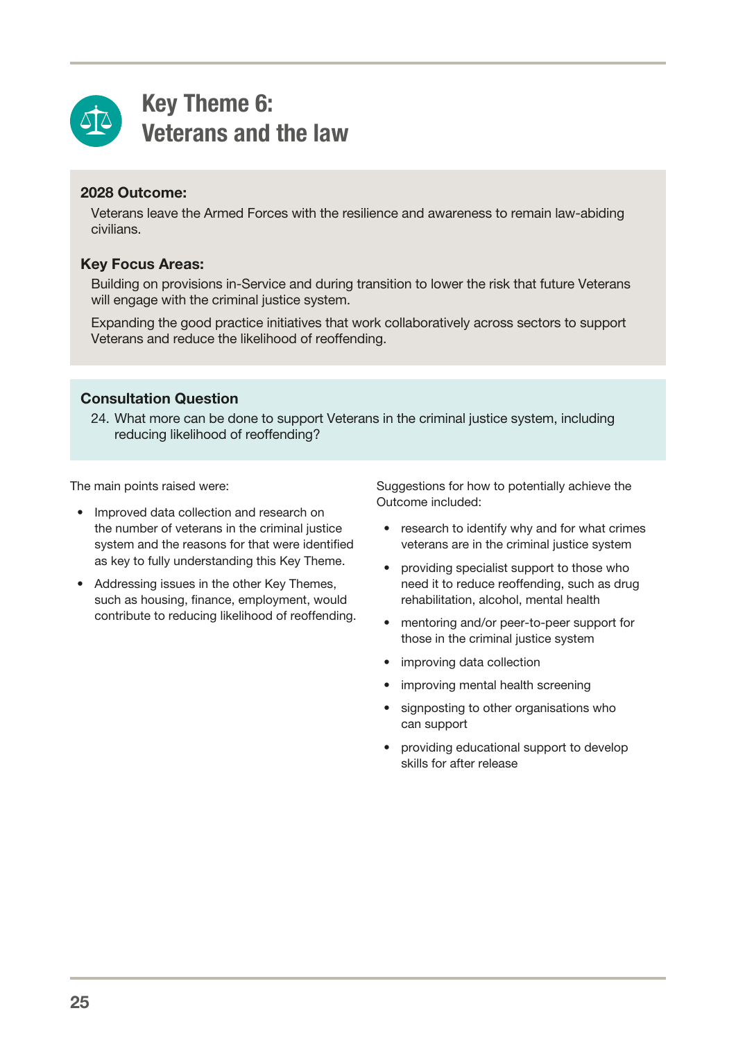# Key Theme 6: Veterans and the law

**2028 Outcome:**

Veterans leave the Armed Forces with the resilience and awareness to remain law-abiding civilians.

**Key Focus Areas:**

Building on provisions in-Service and during transition to lower the risk that future Veterans will engage with the criminal justice system.

Expanding the good practice initiatives that work collaboratively across sectors to support Veterans and reduce the likelihood of reoffending.

**Consultation Question**

24. What more can be done to support Veterans in the criminal justice system, including reducing likelihood of reoffending?

The main points raised were:

- Improved data collection and research on the number of veterans in the criminal justice system and the reasons for that were identified as key to fully understanding this Key Theme.
- Addressing issues in the other Key Themes, such as housing, finance, employment, would contribute to reducing likelihood of reoffending.

Suggestions for how to potentially achieve the Outcome included:

- research to identify why and for what crimes veterans are in the criminal justice system
- providing specialist support to those who need it to reduce reoffending, such as drug rehabilitation, alcohol, mental health
- mentoring and/or peer-to-peer support for those in the criminal justice system
- improving data collection
- improving mental health screening
- signposting to other organisations who can support
- providing educational support to develop skills for after release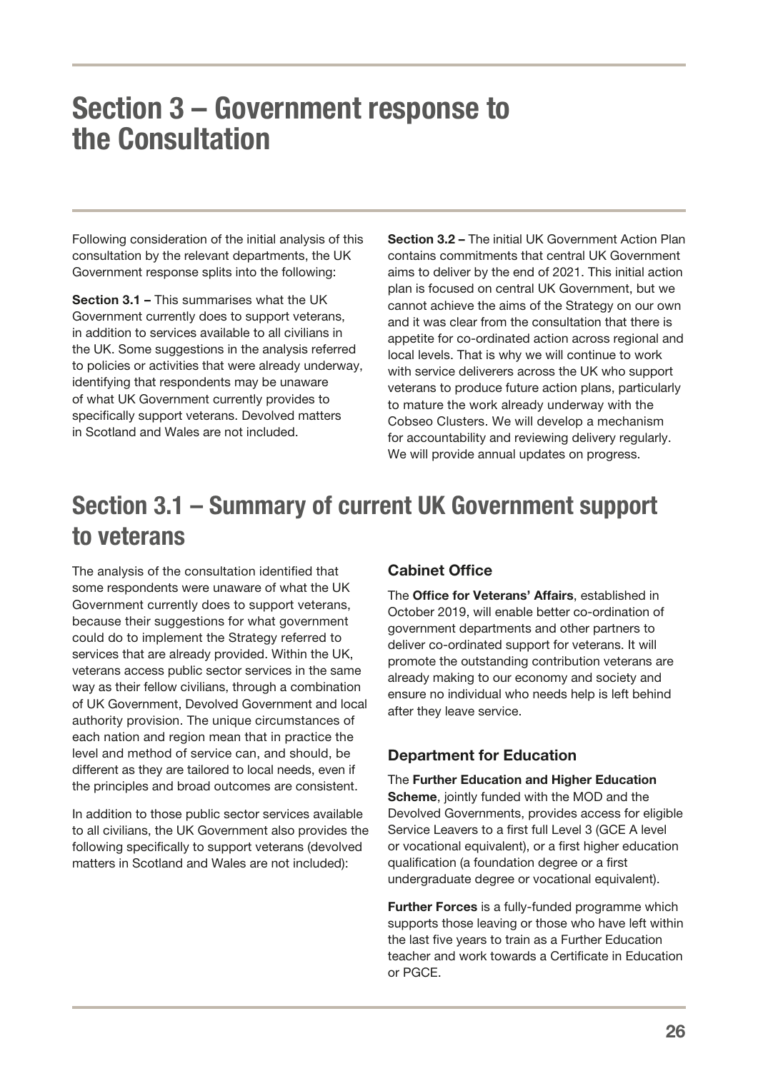# Section 3 – Government response to the Consultation

Following consideration of the initial analysis of this consultation by the relevant departments, the UK Government response splits into the following:

**Section 3.1 –** This summarises what the UK Government currently does to support veterans, in addition to services available to all civilians in the UK. Some suggestions in the analysis referred to policies or activities that were already underway, identifying that respondents may be unaware of what UK Government currently provides to specifically support veterans. Devolved matters in Scotland and Wales are not included.

**Section 3.2 –** The initial UK Government Action Plan contains commitments that central UK Government aims to deliver by the end of 2021. This initial action plan is focused on central UK Government, but we cannot achieve the aims of the Strategy on our own and it was clear from the consultation that there is appetite for co-ordinated action across regional and local levels. That is why we will continue to work with service deliverers across the UK who support veterans to produce future action plans, particularly to mature the work already underway with the Cobseo Clusters. We will develop a mechanism for accountability and reviewing delivery regularly. We will provide annual updates on progress.

## Section 3.1 – Summary of current UK Government support to veterans

The analysis of the consultation identified that some respondents were unaware of what the UK Government currently does to support veterans, because their suggestions for what government could do to implement the Strategy referred to services that are already provided. Within the UK, veterans access public sector services in the same way as their fellow civilians, through a combination of UK Government, Devolved Government and local authority provision. The unique circumstances of each nation and region mean that in practice the level and method of service can, and should, be different as they are tailored to local needs, even if the principles and broad outcomes are consistent.

In addition to those public sector services available to all civilians, the UK Government also provides the following specifically to support veterans (devolved matters in Scotland and Wales are not included):

### Cabinet Office

The **Office for Veterans' Affairs**, established in October 2019, will enable better co-ordination of government departments and other partners to deliver co-ordinated support for veterans. It will promote the outstanding contribution veterans are already making to our economy and society and ensure no individual who needs help is left behind after they leave service.

### Department for Education

The **Further Education and Higher Education Scheme**, jointly funded with the MOD and the Devolved Governments, provides access for eligible Service Leavers to a first full Level 3 (GCE A level or vocational equivalent), or a first higher education qualification (a foundation degree or a first undergraduate degree or vocational equivalent).

**Further Forces** is a fully-funded programme which supports those leaving or those who have left within the last five years to train as a Further Education teacher and work towards a Certificate in Education or PGCE.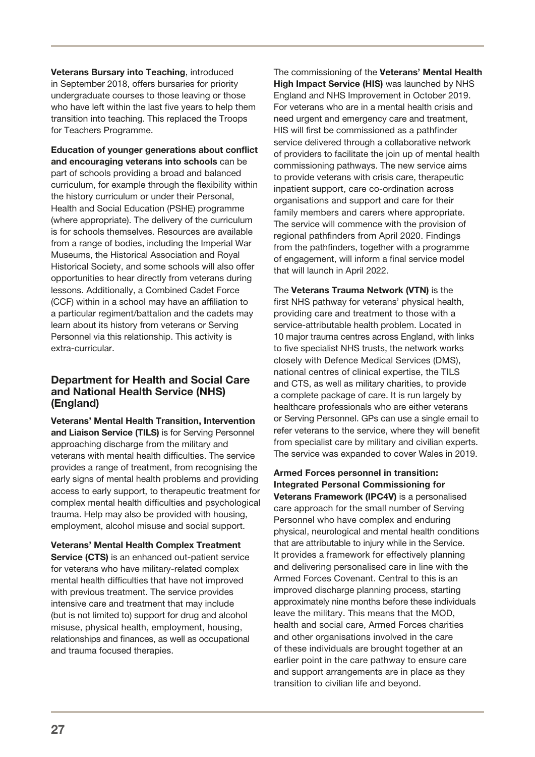**Veterans Bursary into Teaching**, introduced in September 2018, offers bursaries for priority undergraduate courses to those leaving or those who have left within the last five years to help them transition into teaching. This replaced the Troops for Teachers Programme.

**Education of younger generations about conflict and encouraging veterans into schools** can be part of schools providing a broad and balanced curriculum, for example through the flexibility within the history curriculum or under their Personal, Health and Social Education (PSHE) programme (where appropriate). The delivery of the curriculum is for schools themselves. Resources are available from a range of bodies, including the Imperial War Museums, the Historical Association and Royal Historical Society, and some schools will also offer opportunities to hear directly from veterans during lessons. Additionally, a Combined Cadet Force (CCF) within in a school may have an affiliation to a particular regiment/battalion and the cadets may learn about its history from veterans or Serving Personnel via this relationship. This activity is extra-curricular.

## Department for Health and Social Care and National Health Service (NHS) (England)

**Veterans' Mental Health Transition, Intervention and Liaison Service (TILS)** is for Serving Personnel approaching discharge from the military and veterans with mental health difficulties. The service provides a range of treatment, from recognising the early signs of mental health problems and providing access to early support, to therapeutic treatment for complex mental health difficulties and psychological trauma. Help may also be provided with housing, employment, alcohol misuse and social support.

**Veterans' Mental Health Complex Treatment Service (CTS)** is an enhanced out-patient service for veterans who have military-related complex mental health difficulties that have not improved with previous treatment. The service provides intensive care and treatment that may include (but is not limited to) support for drug and alcohol misuse, physical health, employment, housing, relationships and finances, as well as occupational and trauma focused therapies.

The commissioning of the **Veterans' Mental Health High Impact Service (HIS)** was launched by NHS England and NHS Improvement in October 2019. For veterans who are in a mental health crisis and need urgent and emergency care and treatment, HIS will first be commissioned as a pathfinder service delivered through a collaborative network of providers to facilitate the join up of mental health commissioning pathways. The new service aims to provide veterans with crisis care, therapeutic inpatient support, care co-ordination across organisations and support and care for their family members and carers where appropriate. The service will commence with the provision of regional pathfinders from April 2020. Findings from the pathfinders, together with a programme of engagement, will inform a final service model that will launch in April 2022.

The **Veterans Trauma Network (VTN)** is the first NHS pathway for veterans' physical health, providing care and treatment to those with a service-attributable health problem. Located in 10 major trauma centres across England, with links to five specialist NHS trusts, the network works closely with Defence Medical Services (DMS), national centres of clinical expertise, the TILS and CTS, as well as military charities, to provide a complete package of care. It is run largely by healthcare professionals who are either veterans or Serving Personnel. GPs can use a single email to refer veterans to the service, where they will benefit from specialist care by military and civilian experts. The service was expanded to cover Wales in 2019.

**Armed Forces personnel in transition: Integrated Personal Commissioning for Veterans Framework (IPC4V)** is a personalised care approach for the small number of Serving Personnel who have complex and enduring physical, neurological and mental health conditions that are attributable to injury while in the Service. It provides a framework for effectively planning and delivering personalised care in line with the Armed Forces Covenant. Central to this is an improved discharge planning process, starting approximately nine months before these individuals leave the military. This means that the MOD, health and social care, Armed Forces charities and other organisations involved in the care of these individuals are brought together at an earlier point in the care pathway to ensure care and support arrangements are in place as they transition to civilian life and beyond.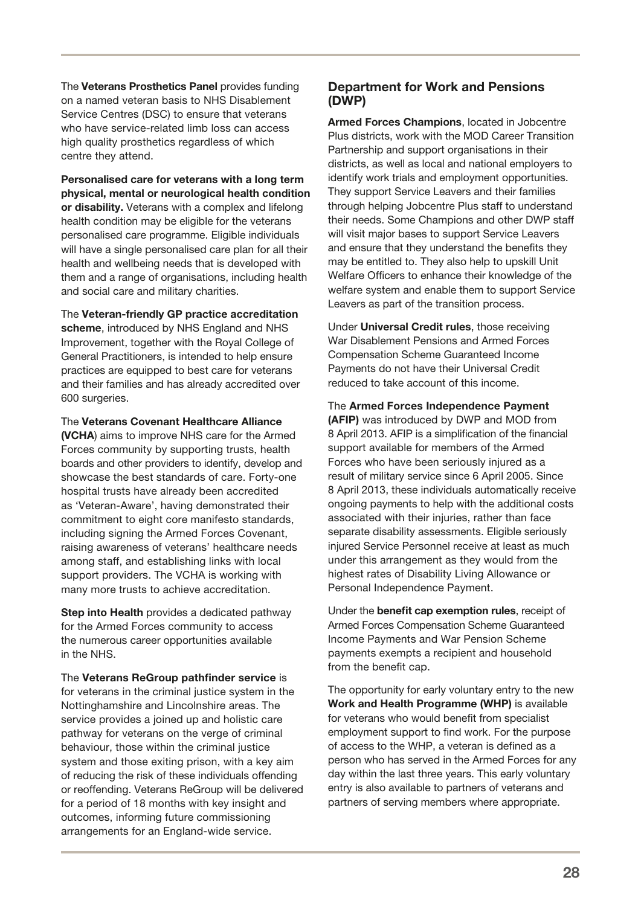The **Veterans Prosthetics Panel** provides funding on a named veteran basis to NHS Disablement Service Centres (DSC) to ensure that veterans who have service-related limb loss can access high quality prosthetics regardless of which centre they attend.

**Personalised care for veterans with a long term physical, mental or neurological health condition or disability.** Veterans with a complex and lifelong health condition may be eligible for the veterans personalised care programme. Eligible individuals will have a single personalised care plan for all their health and wellbeing needs that is developed with them and a range of organisations, including health and social care and military charities.

The **Veteran-friendly GP practice accreditation scheme**, introduced by NHS England and NHS Improvement, together with the Royal College of General Practitioners, is intended to help ensure practices are equipped to best care for veterans and their families and has already accredited over 600 surgeries.

The **Veterans Covenant Healthcare Alliance (VCHA**) aims to improve NHS care for the Armed Forces community by supporting trusts, health boards and other providers to identify, develop and showcase the best standards of care. Forty-one hospital trusts have already been accredited as 'Veteran-Aware', having demonstrated their commitment to eight core manifesto standards, including signing the Armed Forces Covenant, raising awareness of veterans' healthcare needs among staff, and establishing links with local support providers. The VCHA is working with many more trusts to achieve accreditation.

**Step into Health** provides a dedicated pathway for the Armed Forces community to access the numerous career opportunities available in the NHS.

The **Veterans ReGroup pathfinder service** is for veterans in the criminal justice system in the Nottinghamshire and Lincolnshire areas. The service provides a joined up and holistic care pathway for veterans on the verge of criminal behaviour, those within the criminal justice system and those exiting prison, with a key aim of reducing the risk of these individuals offending or reoffending. Veterans ReGroup will be delivered for a period of 18 months with key insight and outcomes, informing future commissioning arrangements for an England-wide service.

### Department for Work and Pensions (DWP)

**Armed Forces Champions**, located in Jobcentre Plus districts, work with the MOD Career Transition Partnership and support organisations in their districts, as well as local and national employers to identify work trials and employment opportunities. They support Service Leavers and their families through helping Jobcentre Plus staff to understand their needs. Some Champions and other DWP staff will visit major bases to support Service Leavers and ensure that they understand the benefits they may be entitled to. They also help to upskill Unit Welfare Officers to enhance their knowledge of the welfare system and enable them to support Service Leavers as part of the transition process.

Under **Universal Credit rules**, those receiving War Disablement Pensions and Armed Forces Compensation Scheme Guaranteed Income Payments do not have their Universal Credit reduced to take account of this income.

The **Armed Forces Independence Payment (AFIP)** was introduced by DWP and MOD from 8 April 2013. AFIP is a simplification of the financial support available for members of the Armed Forces who have been seriously injured as a result of military service since 6 April 2005. Since 8 April 2013, these individuals automatically receive ongoing payments to help with the additional costs associated with their injuries, rather than face separate disability assessments. Eligible seriously injured Service Personnel receive at least as much under this arrangement as they would from the highest rates of Disability Living Allowance or Personal Independence Payment.

Under the **benefit cap exemption rules**, receipt of Armed Forces Compensation Scheme Guaranteed Income Payments and War Pension Scheme payments exempts a recipient and household from the benefit cap.

The opportunity for early voluntary entry to the new **Work and Health Programme (WHP)** is available for veterans who would benefit from specialist employment support to find work. For the purpose of access to the WHP, a veteran is defined as a person who has served in the Armed Forces for any day within the last three years. This early voluntary entry is also available to partners of veterans and partners of serving members where appropriate.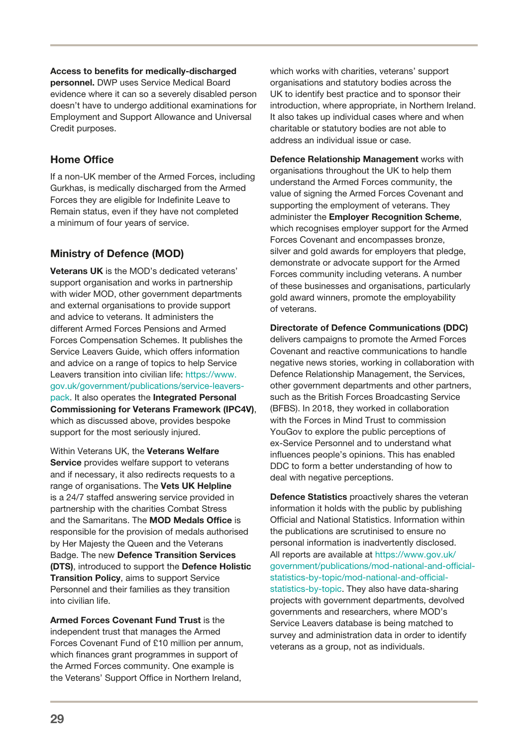**Access to benefits for medically-discharged personnel.** DWP uses Service Medical Board evidence where it can so a severely disabled person doesn't have to undergo additional examinations for Employment and Support Allowance and Universal Credit purposes.

## Home Office

If a non-UK member of the Armed Forces, including Gurkhas, is medically discharged from the Armed Forces they are eligible for Indefinite Leave to Remain status, even if they have not completed a minimum of four years of service.

## Ministry of Defence (MOD)

**Veterans UK** is the MOD's dedicated veterans' support organisation and works in partnership with wider MOD, other government departments and external organisations to provide support and advice to veterans. It administers the different Armed Forces Pensions and Armed Forces Compensation Schemes. It publishes the Service Leavers Guide, which offers information and advice on a range of topics to help Service Leavers transition into civilian life: https://www.gov.uk/government/publications/service-leavers-pack. It also operates the **Integrated Personal Commissioning for Veterans Framework (IPC4V)**, which as discussed above, provides bespoke support for the most seriously injured.

Within Veterans UK, the **Veterans Welfare Service** provides welfare support to veterans and if necessary, it also redirects requests to a range of organisations. The **Vets UK Helpline** is a 24/7 staffed answering service provided in partnership with the charities Combat Stress and the Samaritans. The **MOD Medals Office** is responsible for the provision of medals authorised by Her Majesty the Queen and the Veterans Badge. The new **Defence Transition Services (DTS)**, introduced to support the **Defence Holistic Transition Policy**, aims to support Service Personnel and their families as they transition into civilian life.

**Armed Forces Covenant Fund Trust** is the independent trust that manages the Armed Forces Covenant Fund of £10 million per annum, which finances grant programmes in support of the Armed Forces community. One example is the Veterans' Support Office in Northern Ireland, which works with charities, veterans' support organisations and statutory bodies across the UK to identify best practice and to sponsor their introduction, where appropriate, in Northern Ireland. It also takes up individual cases where and when charitable or statutory bodies are not able to address an individual issue or case.

**Defence Relationship Management** works with organisations throughout the UK to help them understand the Armed Forces community, the value of signing the Armed Forces Covenant and supporting the employment of veterans. They administer the **Employer Recognition Scheme**, which recognises employer support for the Armed Forces Covenant and encompasses bronze, silver and gold awards for employers that pledge, demonstrate or advocate support for the Armed Forces community including veterans. A number of these businesses and organisations, particularly gold award winners, promote the employability of veterans.

**Directorate of Defence Communications (DDC)** delivers campaigns to promote the Armed Forces Covenant and reactive communications to handle negative news stories, working in collaboration with Defence Relationship Management, the Services, other government departments and other partners, such as the British Forces Broadcasting Service (BFBS). In 2018, they worked in collaboration with the Forces in Mind Trust to commission YouGov to explore the public perceptions of ex-Service Personnel and to understand what influences people's opinions. This has enabled DDC to form a better understanding of how to deal with negative perceptions.

**Defence Statistics** proactively shares the veteran information it holds with the public by publishing Official and National Statistics. Information within the publications are scrutinised to ensure no personal information is inadvertently disclosed. All reports are available at https://www.gov.uk/government/publications/mod-national-and-official-statistics-by-topic/mod-national-and-official-statistics-by-topic. They also have data-sharing projects with government departments, devolved governments and researchers, where MOD's Service Leavers database is being matched to survey and administration data in order to identify veterans as a group, not as individuals.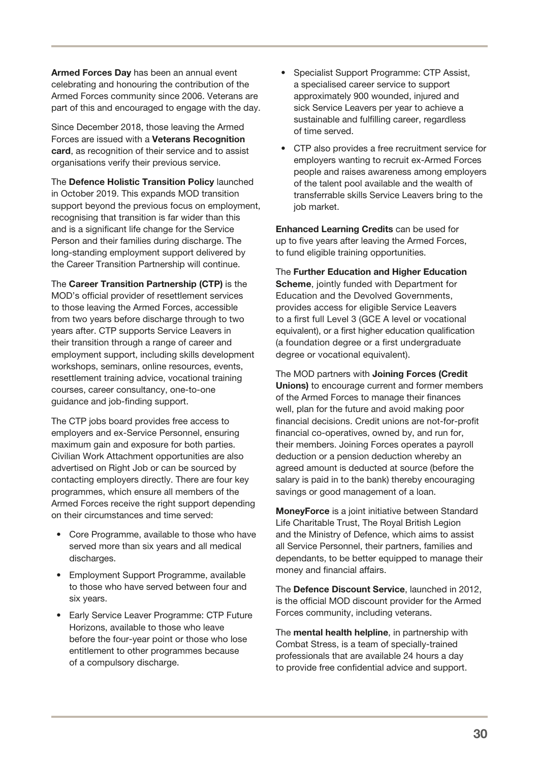**Armed Forces Day** has been an annual event celebrating and honouring the contribution of the Armed Forces community since 2006. Veterans are part of this and encouraged to engage with the day.

Since December 2018, those leaving the Armed Forces are issued with a **Veterans Recognition card**, as recognition of their service and to assist organisations verify their previous service.

The **Defence Holistic Transition Policy** launched in October 2019. This expands MOD transition support beyond the previous focus on employment, recognising that transition is far wider than this and is a significant life change for the Service Person and their families during discharge. The long-standing employment support delivered by the Career Transition Partnership will continue.

The **Career Transition Partnership (CTP)** is the MOD's official provider of resettlement services to those leaving the Armed Forces, accessible from two years before discharge through to two years after. CTP supports Service Leavers in their transition through a range of career and employment support, including skills development workshops, seminars, online resources, events, resettlement training advice, vocational training courses, career consultancy, one-to-one guidance and job-finding support.

The CTP jobs board provides free access to employers and ex-Service Personnel, ensuring maximum gain and exposure for both parties. Civilian Work Attachment opportunities are also advertised on Right Job or can be sourced by contacting employers directly. There are four key programmes, which ensure all members of the Armed Forces receive the right support depending on their circumstances and time served:

- Core Programme, available to those who have served more than six years and all medical discharges.
- Employment Support Programme, available to those who have served between four and six years.
- Early Service Leaver Programme: CTP Future Horizons, available to those who leave before the four-year point or those who lose entitlement to other programmes because of a compulsory discharge.
- Specialist Support Programme: CTP Assist, a specialised career service to support approximately 900 wounded, injured and sick Service Leavers per year to achieve a sustainable and fulfilling career, regardless of time served.
- CTP also provides a free recruitment service for employers wanting to recruit ex-Armed Forces people and raises awareness among employers of the talent pool available and the wealth of transferrable skills Service Leavers bring to the job market.

**Enhanced Learning Credits** can be used for up to five years after leaving the Armed Forces, to fund eligible training opportunities.

The **Further Education and Higher Education Scheme**, jointly funded with Department for Education and the Devolved Governments, provides access for eligible Service Leavers to a first full Level 3 (GCE A level or vocational equivalent), or a first higher education qualification (a foundation degree or a first undergraduate degree or vocational equivalent).

The MOD partners with **Joining Forces (Credit Unions)** to encourage current and former members of the Armed Forces to manage their finances well, plan for the future and avoid making poor financial decisions. Credit unions are not-for-profit financial co-operatives, owned by, and run for, their members. Joining Forces operates a payroll deduction or a pension deduction whereby an agreed amount is deducted at source (before the salary is paid in to the bank) thereby encouraging savings or good management of a loan.

**MoneyForce** is a joint initiative between Standard Life Charitable Trust, The Royal British Legion and the Ministry of Defence, which aims to assist all Service Personnel, their partners, families and dependants, to be better equipped to manage their money and financial affairs.

The **Defence Discount Service**, launched in 2012, is the official MOD discount provider for the Armed Forces community, including veterans.

The **mental health helpline**, in partnership with Combat Stress, is a team of specially-trained professionals that are available 24 hours a day to provide free confidential advice and support.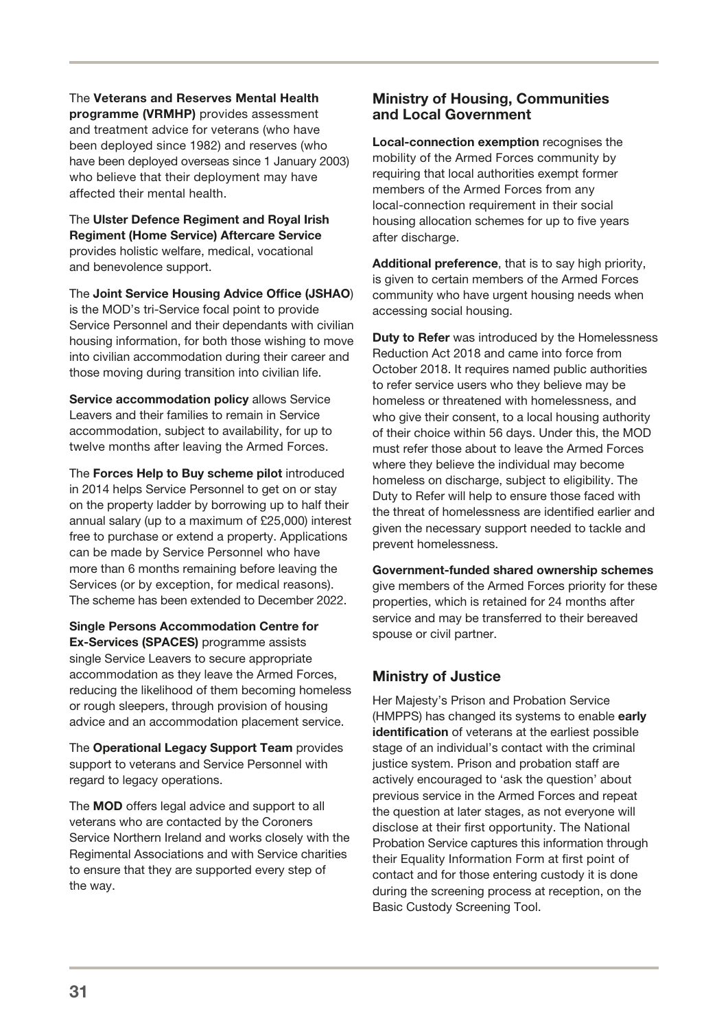The **Veterans and Reserves Mental Health programme (VRMHP)** provides assessment and treatment advice for veterans (who have been deployed since 1982) and reserves (who have been deployed overseas since 1 January 2003) who believe that their deployment may have affected their mental health.

The **Ulster Defence Regiment and Royal Irish Regiment (Home Service) Aftercare Service** provides holistic welfare, medical, vocational and benevolence support.

The **Joint Service Housing Advice Office (JSHAO**) is the MOD's tri-Service focal point to provide Service Personnel and their dependants with civilian housing information, for both those wishing to move into civilian accommodation during their career and those moving during transition into civilian life.

**Service accommodation policy** allows Service Leavers and their families to remain in Service accommodation, subject to availability, for up to twelve months after leaving the Armed Forces.

The **Forces Help to Buy scheme pilot** introduced in 2014 helps Service Personnel to get on or stay on the property ladder by borrowing up to half their annual salary (up to a maximum of £25,000) interest free to purchase or extend a property. Applications can be made by Service Personnel who have more than 6 months remaining before leaving the Services (or by exception, for medical reasons). The scheme has been extended to December 2022.

**Single Persons Accommodation Centre for Ex-Services (SPACES)** programme assists single Service Leavers to secure appropriate accommodation as they leave the Armed Forces, reducing the likelihood of them becoming homeless or rough sleepers, through provision of housing advice and an accommodation placement service.

The **Operational Legacy Support Team** provides support to veterans and Service Personnel with regard to legacy operations.

The **MOD** offers legal advice and support to all veterans who are contacted by the Coroners Service Northern Ireland and works closely with the Regimental Associations and with Service charities to ensure that they are supported every step of the way.

## Ministry of Housing, Communities and Local Government

**Local-connection exemption** recognises the mobility of the Armed Forces community by requiring that local authorities exempt former members of the Armed Forces from any local-connection requirement in their social housing allocation schemes for up to five years after discharge.

**Additional preference**, that is to say high priority, is given to certain members of the Armed Forces community who have urgent housing needs when accessing social housing.

**Duty to Refer** was introduced by the Homelessness Reduction Act 2018 and came into force from October 2018. It requires named public authorities to refer service users who they believe may be homeless or threatened with homelessness, and who give their consent, to a local housing authority of their choice within 56 days. Under this, the MOD must refer those about to leave the Armed Forces where they believe the individual may become homeless on discharge, subject to eligibility. The Duty to Refer will help to ensure those faced with the threat of homelessness are identified earlier and given the necessary support needed to tackle and prevent homelessness.

**Government-funded shared ownership schemes** give members of the Armed Forces priority for these properties, which is retained for 24 months after service and may be transferred to their bereaved spouse or civil partner.

## Ministry of Justice

Her Majesty's Prison and Probation Service (HMPPS) has changed its systems to enable **early identification** of veterans at the earliest possible stage of an individual's contact with the criminal justice system. Prison and probation staff are actively encouraged to 'ask the question' about previous service in the Armed Forces and repeat the question at later stages, as not everyone will disclose at their first opportunity. The National Probation Service captures this information through their Equality Information Form at first point of contact and for those entering custody it is done during the screening process at reception, on the Basic Custody Screening Tool.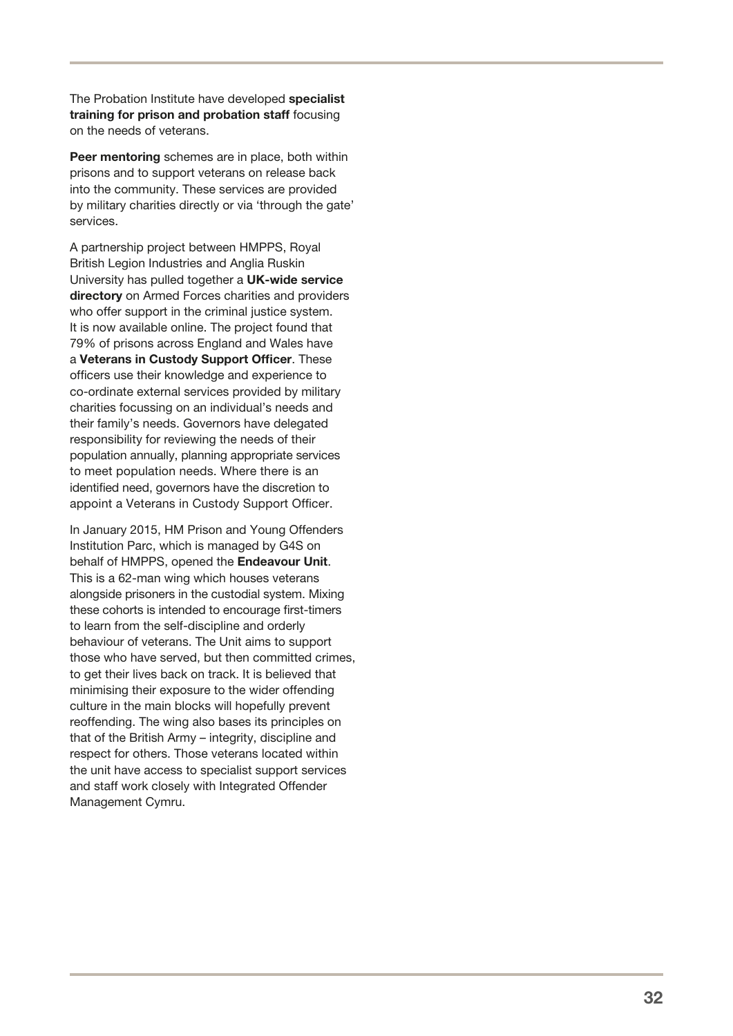The Probation Institute have developed **specialist training for prison and probation staff** focusing on the needs of veterans.

**Peer mentoring** schemes are in place, both within prisons and to support veterans on release back into the community. These services are provided by military charities directly or via 'through the gate' services.

A partnership project between HMPPS, Royal British Legion Industries and Anglia Ruskin University has pulled together a **UK-wide service directory** on Armed Forces charities and providers who offer support in the criminal justice system. It is now available online. The project found that 79% of prisons across England and Wales have a **Veterans in Custody Support Officer**. These officers use their knowledge and experience to co-ordinate external services provided by military charities focussing on an individual's needs and their family's needs. Governors have delegated responsibility for reviewing the needs of their population annually, planning appropriate services to meet population needs. Where there is an identified need, governors have the discretion to appoint a Veterans in Custody Support Officer.

In January 2015, HM Prison and Young Offenders Institution Parc, which is managed by G4S on behalf of HMPPS, opened the **Endeavour Unit**. This is a 62-man wing which houses veterans alongside prisoners in the custodial system. Mixing these cohorts is intended to encourage first-timers to learn from the self-discipline and orderly behaviour of veterans. The Unit aims to support those who have served, but then committed crimes, to get their lives back on track. It is believed that minimising their exposure to the wider offending culture in the main blocks will hopefully prevent reoffending. The wing also bases its principles on that of the British Army – integrity, discipline and respect for others. Those veterans located within the unit have access to specialist support services and staff work closely with Integrated Offender Management Cymru.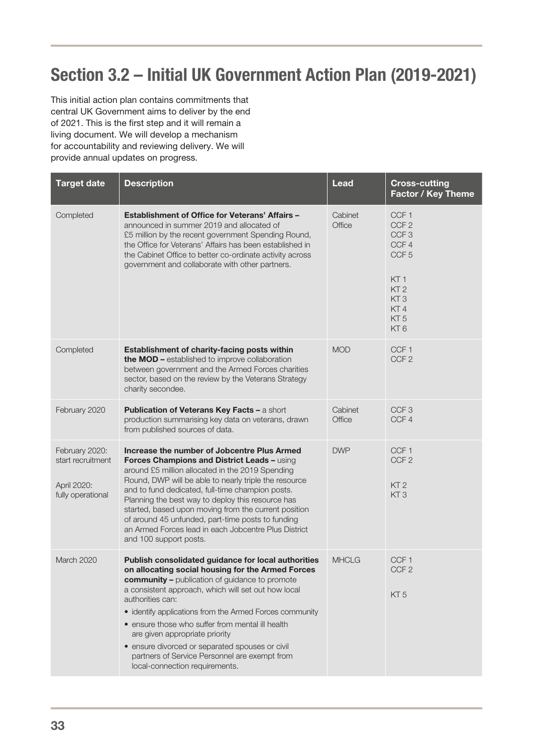# Section 3.2 – Initial UK Government Action Plan (2019-2021)

This initial action plan contains commitments that central UK Government aims to deliver by the end of 2021. This is the first step and it will remain a living document. We will develop a mechanism for accountability and reviewing delivery. We will provide annual updates on progress.

| Target date | Description | Lead | Cross-cutting Factor / Key Theme |
|---|---|---|---|
| Completed | **Establishment of Office for Veterans' Affairs –** announced in summer 2019 and allocated of £5 million by the recent government Spending Round, the Office for Veterans' Affairs has been established in the Cabinet Office to better co-ordinate activity across government and collaborate with other partners. | Cabinet Office | CCF 1<br>CCF 2<br>CCF 3<br>CCF 4<br>CCF 5<br><br>KT 1<br>KT 2<br>KT 3<br>KT 4<br>KT 5<br>KT 6 |
| Completed | **Establishment of charity-facing posts within the MOD –** established to improve collaboration between government and the Armed Forces charities sector, based on the review by the Veterans Strategy charity secondee. | MOD | CCF 1<br>CCF 2 |
| February 2020 | **Publication of Veterans Key Facts –** a short production summarising key data on veterans, drawn from published sources of data. | Cabinet Office | CCF 3<br>CCF 4 |
| February 2020: start recruitment<br><br>April 2020: fully operational | **Increase the number of Jobcentre Plus Armed Forces Champions and District Leads –** using around £5 million allocated in the 2019 Spending Round, DWP will be able to nearly triple the resource and to fund dedicated, full-time champion posts. Planning the best way to deploy this resource has started, based upon moving from the current position of around 45 unfunded, part-time posts to funding an Armed Forces lead in each Jobcentre Plus District and 100 support posts. | DWP | CCF 1<br>CCF 2<br><br>KT 2<br>KT 3 |
| March 2020 | **Publish consolidated guidance for local authorities on allocating social housing for the Armed Forces community –** publication of guidance to promote a consistent approach, which will set out how local authorities can:<br>• identify applications from the Armed Forces community<br>• ensure those who suffer from mental ill health are given appropriate priority<br>• ensure divorced or separated spouses or civil partners of Service Personnel are exempt from local-connection requirements. | MHCLG | CCF 1<br>CCF 2<br><br>KT 5 |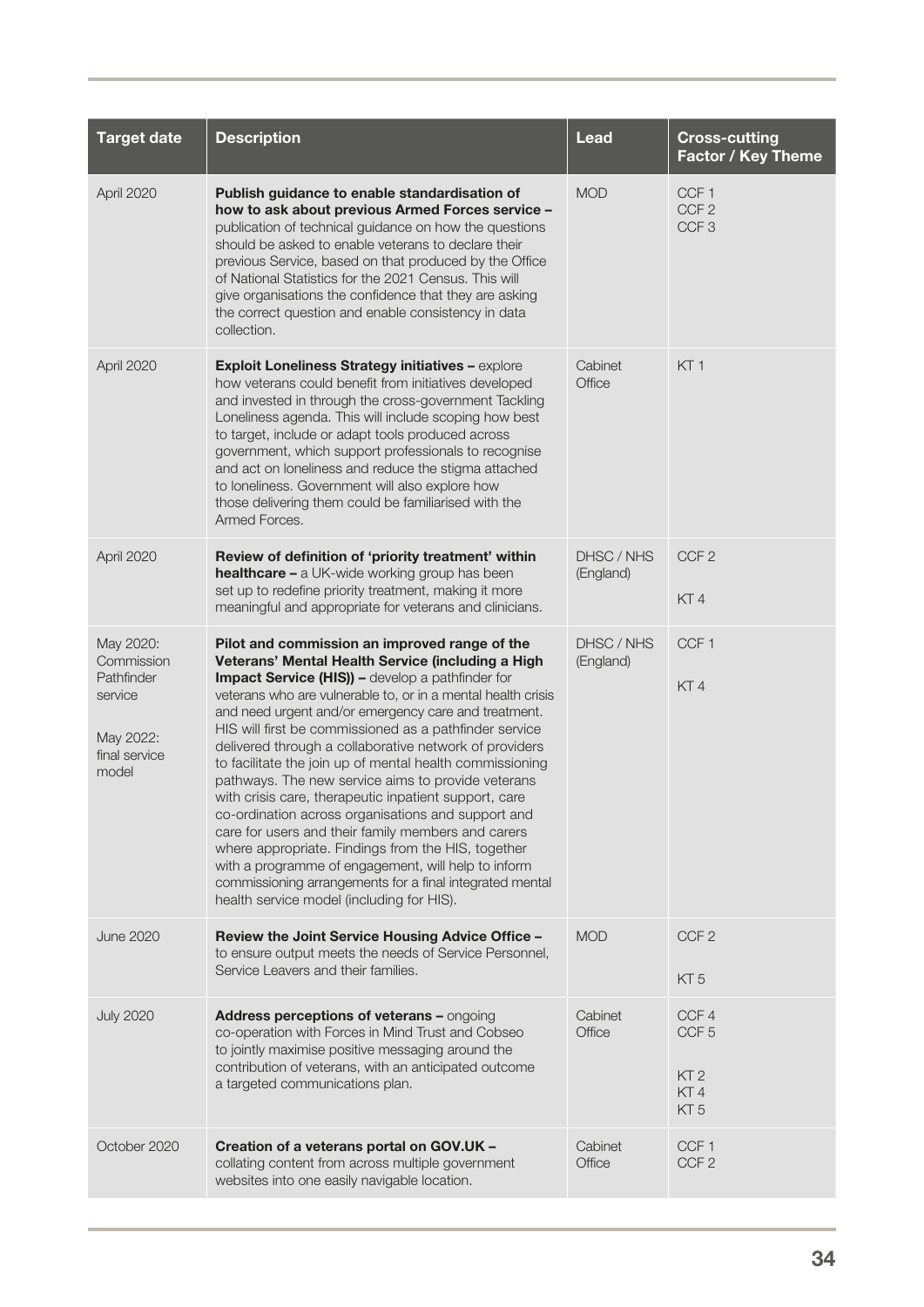| Target date | Description | Lead | Cross-cutting Factor / Key Theme |
| --- | --- | --- | --- |
| April 2020 | **Publish guidance to enable standardisation of how to ask about previous Armed Forces service –** publication of technical guidance on how the questions should be asked to enable veterans to declare their previous Service, based on that produced by the Office of National Statistics for the 2021 Census. This will give organisations the confidence that they are asking the correct question and enable consistency in data collection. | MOD | CCF 1<br>CCF 2<br>CCF 3 |
| April 2020 | **Exploit Loneliness Strategy initiatives –** explore how veterans could benefit from initiatives developed and invested in through the cross-government Tackling Loneliness agenda. This will include scoping how best to target, include or adapt tools produced across government, which support professionals to recognise and act on loneliness and reduce the stigma attached to loneliness. Government will also explore how those delivering them could be familiarised with the Armed Forces. | Cabinet Office | KT 1 |
| April 2020 | **Review of definition of 'priority treatment' within healthcare –** a UK-wide working group has been set up to redefine priority treatment, making it more meaningful and appropriate for veterans and clinicians. | DHSC / NHS (England) | CCF 2<br><br>KT 4 |
| May 2020: Commission Pathfinder service<br><br>May 2022: final service model | **Pilot and commission an improved range of the Veterans' Mental Health Service (including a High Impact Service (HIS)) –** develop a pathfinder for veterans who are vulnerable to, or in a mental health crisis and need urgent and/or emergency care and treatment. HIS will first be commissioned as a pathfinder service delivered through a collaborative network of providers to facilitate the join up of mental health commissioning pathways. The new service aims to provide veterans with crisis care, therapeutic inpatient support, care co-ordination across organisations and support and care for users and their family members and carers where appropriate. Findings from the HIS, together with a programme of engagement, will help to inform commissioning arrangements for a final integrated mental health service model (including for HIS). | DHSC / NHS (England) | CCF 1<br><br>KT 4 |
| June 2020 | **Review the Joint Service Housing Advice Office –** to ensure output meets the needs of Service Personnel, Service Leavers and their families. | MOD | CCF 2<br><br>KT 5 |
| July 2020 | **Address perceptions of veterans –** ongoing co-operation with Forces in Mind Trust and Cobseo to jointly maximise positive messaging around the contribution of veterans, with an anticipated outcome a targeted communications plan. | Cabinet Office | CCF 4<br>CCF 5<br><br>KT 2<br>KT 4<br>KT 5 |
| October 2020 | **Creation of a veterans portal on GOV.UK –** collating content from across multiple government websites into one easily navigable location. | Cabinet Office | CCF 1<br>CCF 2 |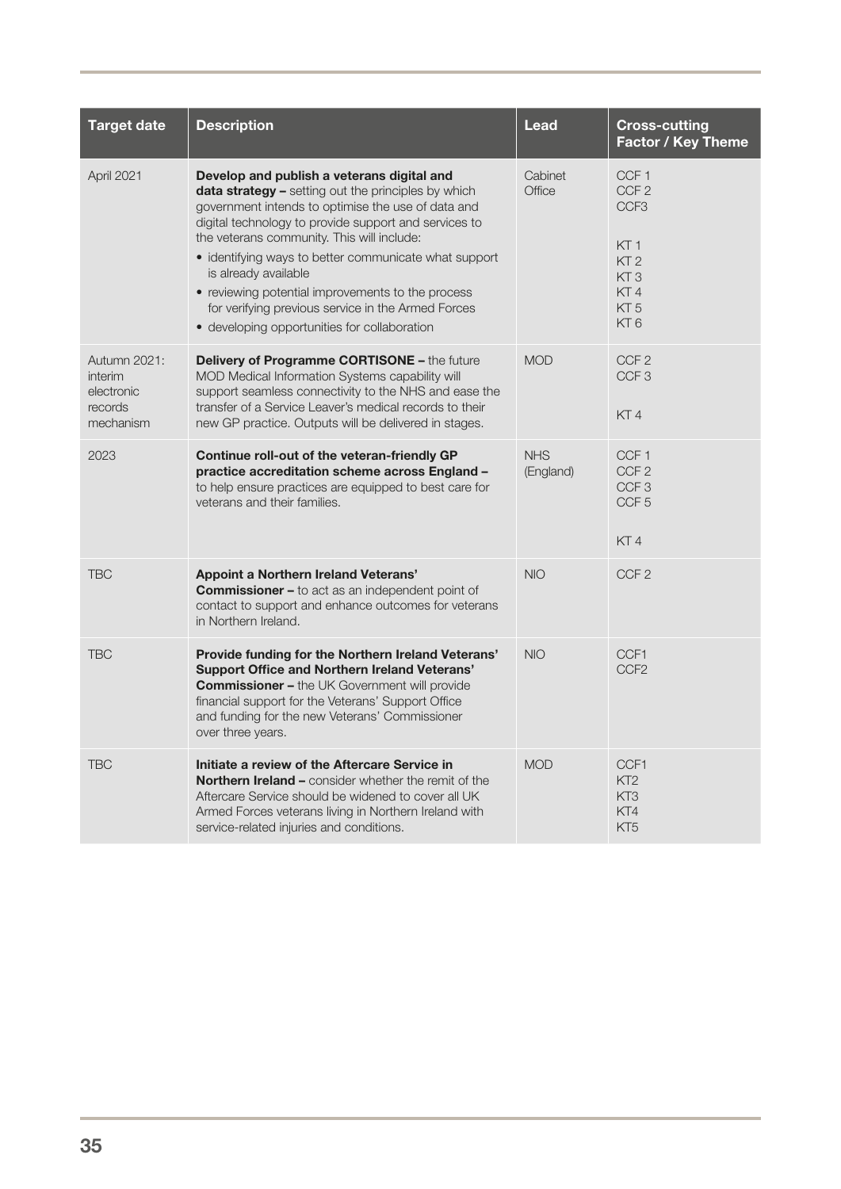| Target date | Description | Lead | Cross-cutting Factor / Key Theme |
|---|---|---|---|
| April 2021 | **Develop and publish a veterans digital and data strategy –** setting out the principles by which government intends to optimise the use of data and digital technology to provide support and services to the veterans community. This will include: <br>• identifying ways to better communicate what support is already available <br>• reviewing potential improvements to the process for verifying previous service in the Armed Forces <br>• developing opportunities for collaboration | Cabinet Office | CCF 1 <br>CCF 2 <br>CCF3 <br><br>KT 1 <br>KT 2 <br>KT 3 <br>KT 4 <br>KT 5 <br>KT 6 |
| Autumn 2021: interim electronic records mechanism | **Delivery of Programme CORTISONE –** the future MOD Medical Information Systems capability will support seamless connectivity to the NHS and ease the transfer of a Service Leaver's medical records to their new GP practice. Outputs will be delivered in stages. | MOD | CCF 2 <br>CCF 3 <br><br>KT 4 |
| 2023 | **Continue roll-out of the veteran-friendly GP practice accreditation scheme across England –** to help ensure practices are equipped to best care for veterans and their families. | NHS (England) | CCF 1 <br>CCF 2 <br>CCF 3 <br>CCF 5 <br><br>KT 4 |
| TBC | **Appoint a Northern Ireland Veterans' Commissioner –** to act as an independent point of contact to support and enhance outcomes for veterans in Northern Ireland. | NIO | CCF 2 |
| TBC | **Provide funding for the Northern Ireland Veterans' Support Office and Northern Ireland Veterans' Commissioner –** the UK Government will provide financial support for the Veterans' Support Office and funding for the new Veterans' Commissioner over three years. | NIO | CCF1 <br>CCF2 |
| TBC | **Initiate a review of the Aftercare Service in Northern Ireland –** consider whether the remit of the Aftercare Service should be widened to cover all UK Armed Forces veterans living in Northern Ireland with service-related injuries and conditions. | MOD | CCF1 <br>KT2 <br>KT3 <br>KT4 <br>KT5 |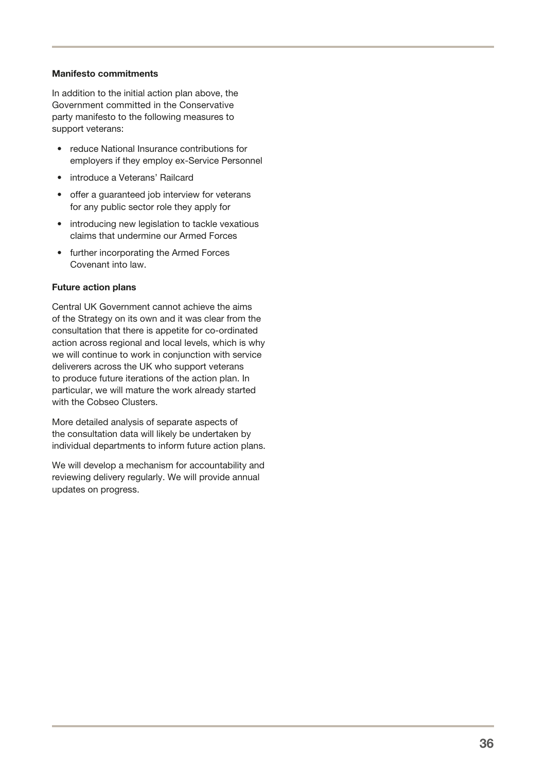**Manifesto commitments**

In addition to the initial action plan above, the Government committed in the Conservative party manifesto to the following measures to support veterans:

- reduce National Insurance contributions for employers if they employ ex-Service Personnel
- introduce a Veterans' Railcard
- offer a guaranteed job interview for veterans for any public sector role they apply for
- introducing new legislation to tackle vexatious claims that undermine our Armed Forces
- further incorporating the Armed Forces Covenant into law.

**Future action plans**

Central UK Government cannot achieve the aims of the Strategy on its own and it was clear from the consultation that there is appetite for co-ordinated action across regional and local levels, which is why we will continue to work in conjunction with service deliverers across the UK who support veterans to produce future iterations of the action plan. In particular, we will mature the work already started with the Cobseo Clusters.

More detailed analysis of separate aspects of the consultation data will likely be undertaken by individual departments to inform future action plans.

We will develop a mechanism for accountability and reviewing delivery regularly. We will provide annual updates on progress.